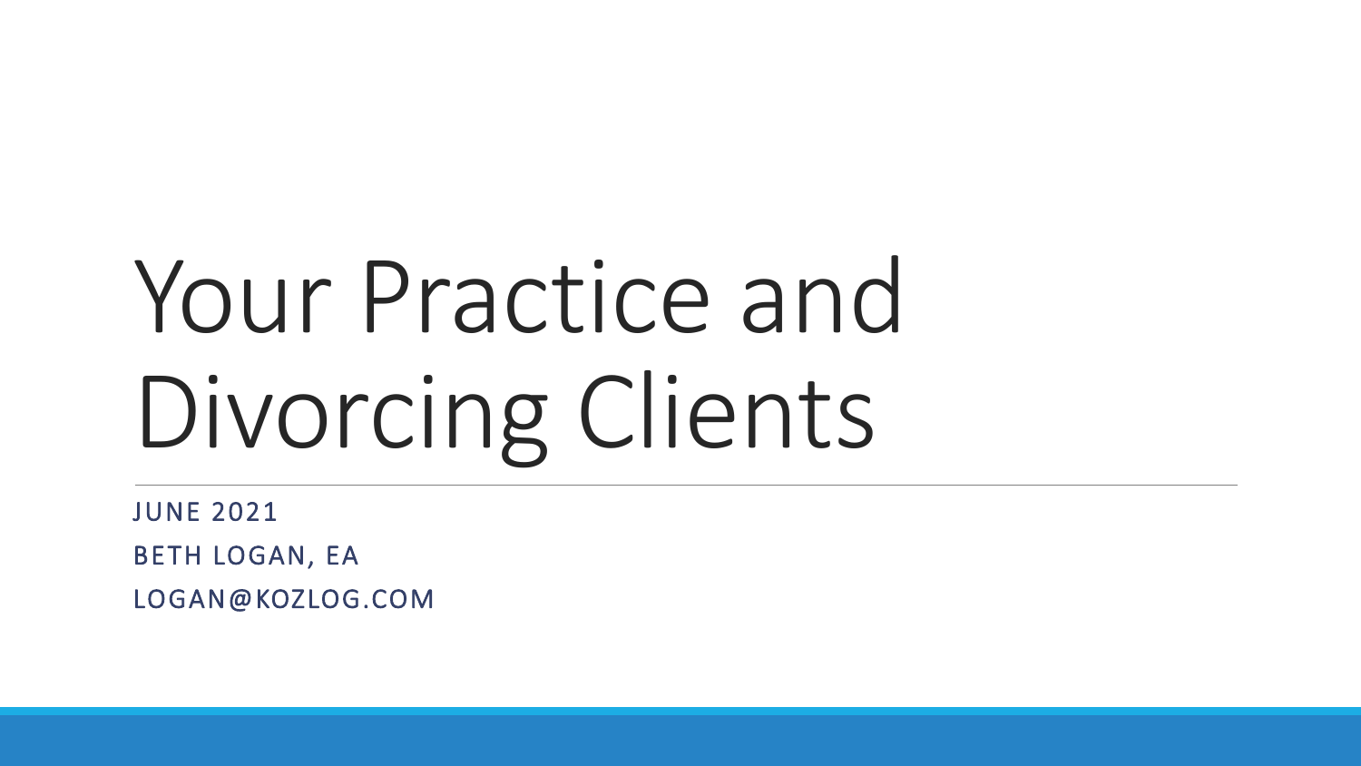# Your Practice and Divorcing Clients

JUNE 2021

BETH LOGAN, EA

LOGAN@KOZLOG.COM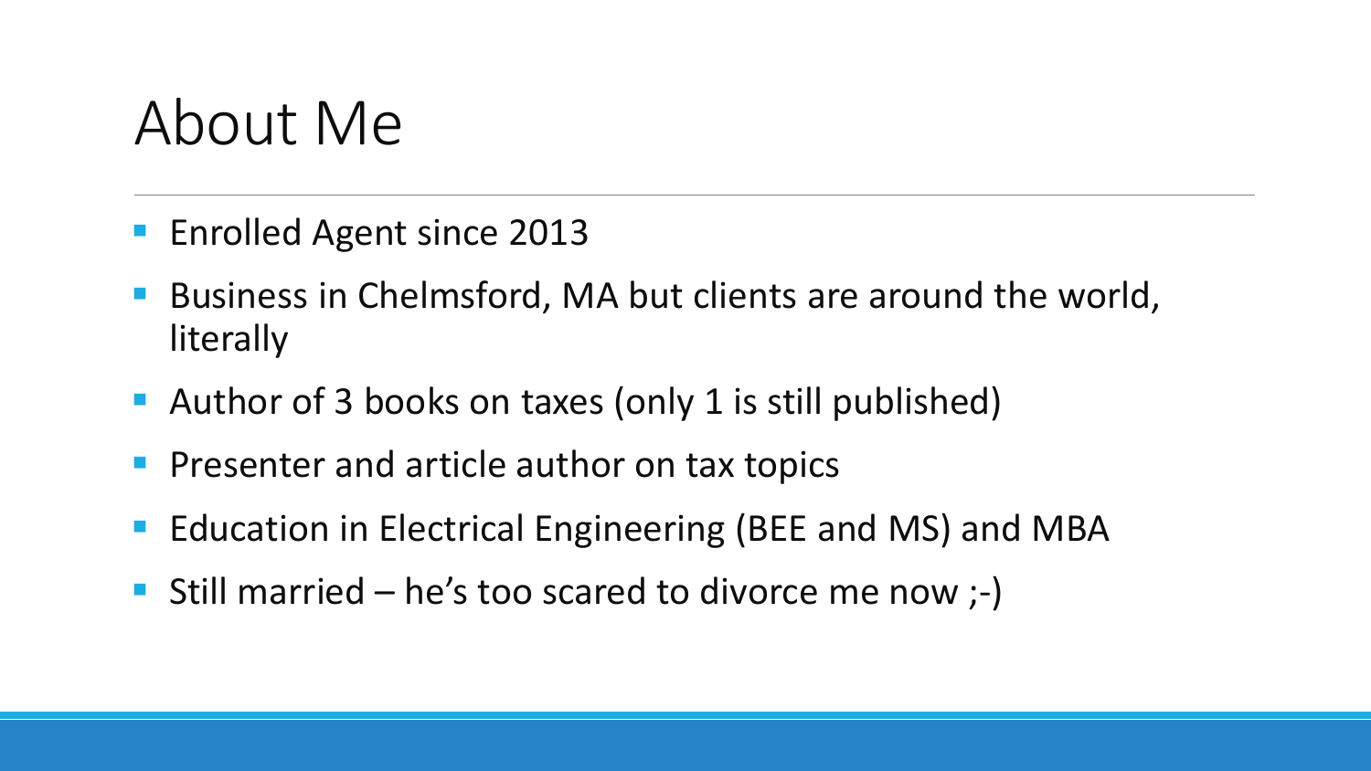# About Me

- Enrolled Agent since 2013
- Business in Chelmsford, MA but clients are around the world, literally
- Author of 3 books on taxes (only 1 is still published)
- Presenter and article author on tax topics
- Education in Electrical Engineering (BEE and MS) and MBA
- Still married – he's too scared to divorce me now ;-)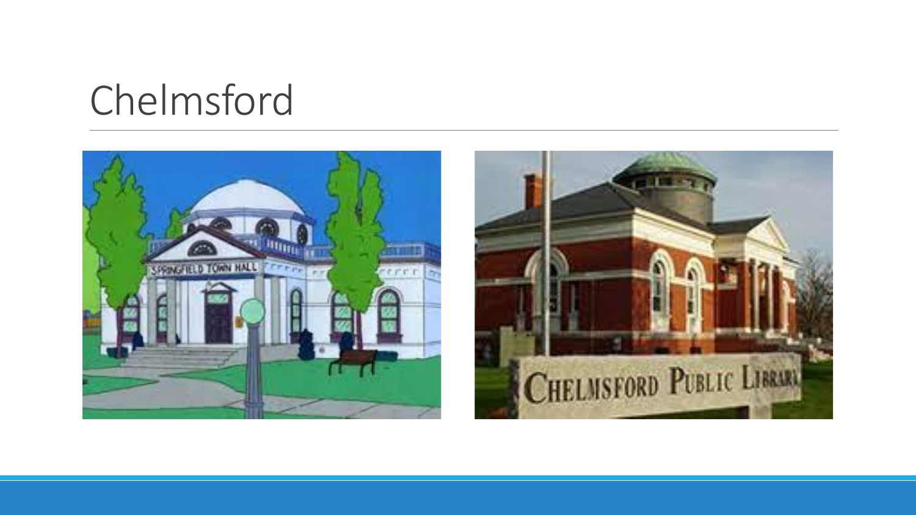# Chelmsford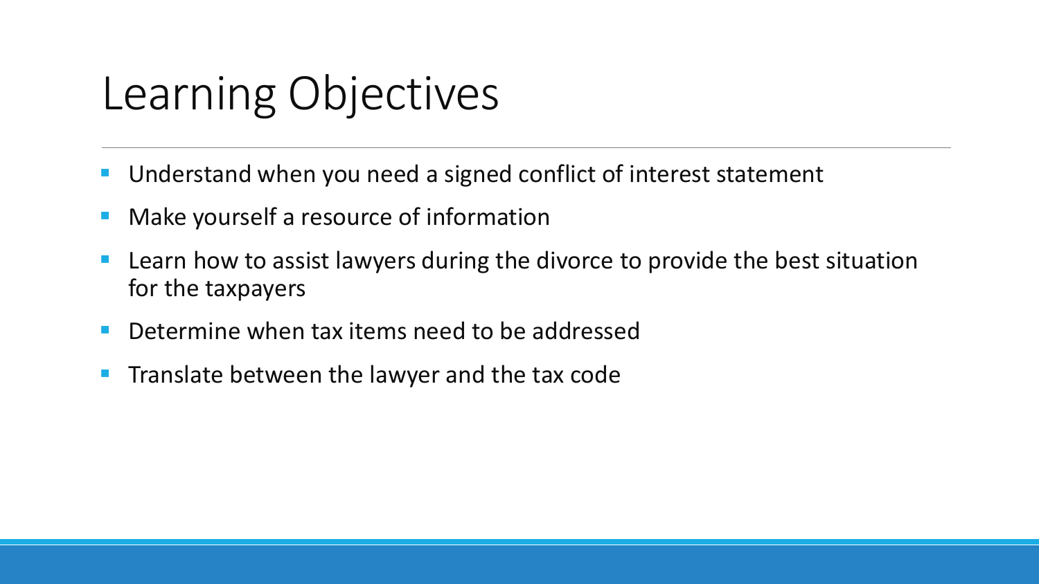# Learning Objectives

- Understand when you need a signed conflict of interest statement
- Make yourself a resource of information
- Learn how to assist lawyers during the divorce to provide the best situation for the taxpayers
- Determine when tax items need to be addressed
- Translate between the lawyer and the tax code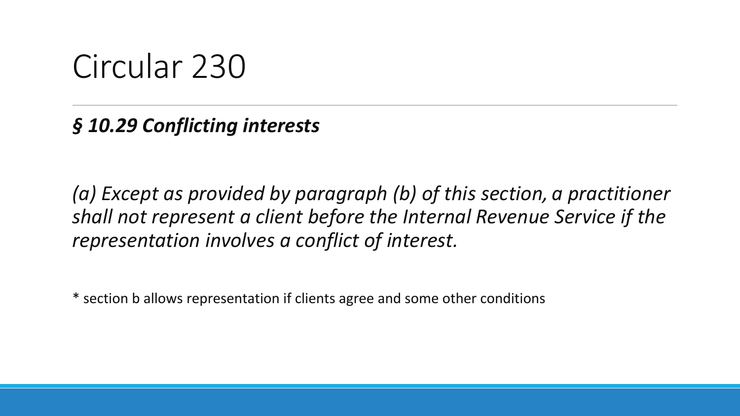# Circular 230

***§ 10.29 Conflicting interests***

*(a) Except as provided by paragraph (b) of this section, a practitioner shall not represent a client before the Internal Revenue Service if the representation involves a conflict of interest.*

* section b allows representation if clients agree and some other conditions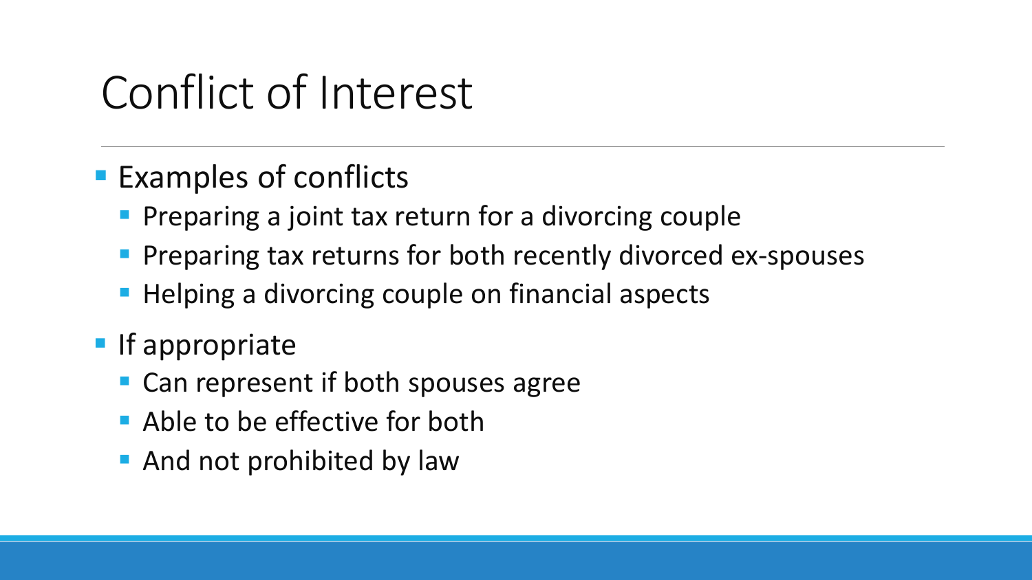# Conflict of Interest

- Examples of conflicts
  - Preparing a joint tax return for a divorcing couple
  - Preparing tax returns for both recently divorced ex-spouses
  - Helping a divorcing couple on financial aspects
- If appropriate
  - Can represent if both spouses agree
  - Able to be effective for both
  - And not prohibited by law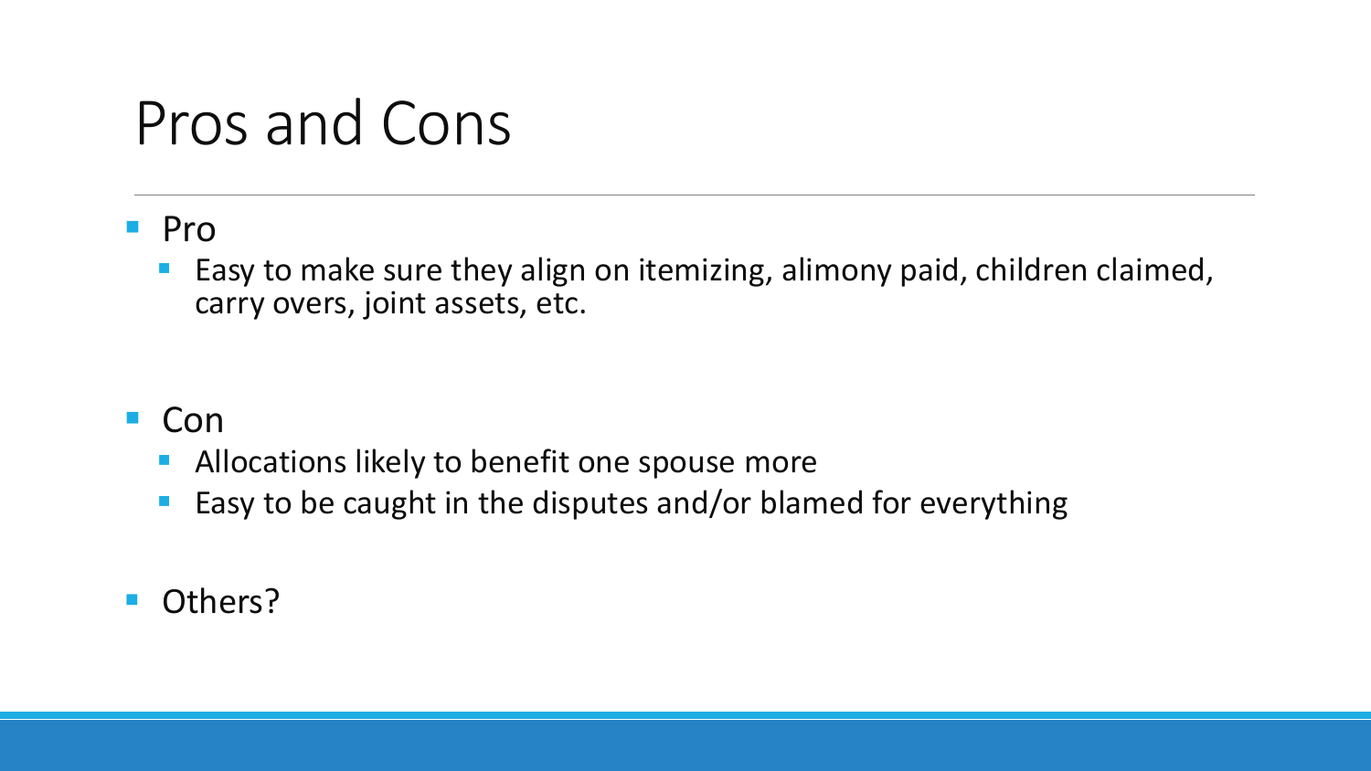# Pros and Cons

- Pro
  - Easy to make sure they align on itemizing, alimony paid, children claimed, carry overs, joint assets, etc.

- Con
  - Allocations likely to benefit one spouse more
  - Easy to be caught in the disputes and/or blamed for everything

- Others?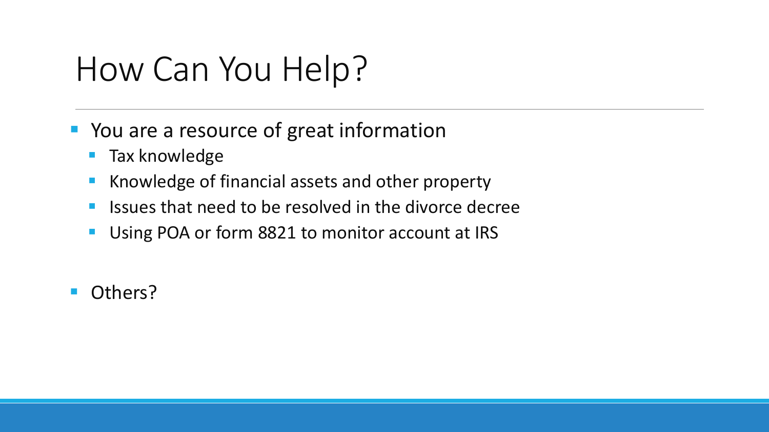# How Can You Help?

- You are a resource of great information
  - Tax knowledge
  - Knowledge of financial assets and other property
  - Issues that need to be resolved in the divorce decree
  - Using POA or form 8821 to monitor account at IRS

- Others?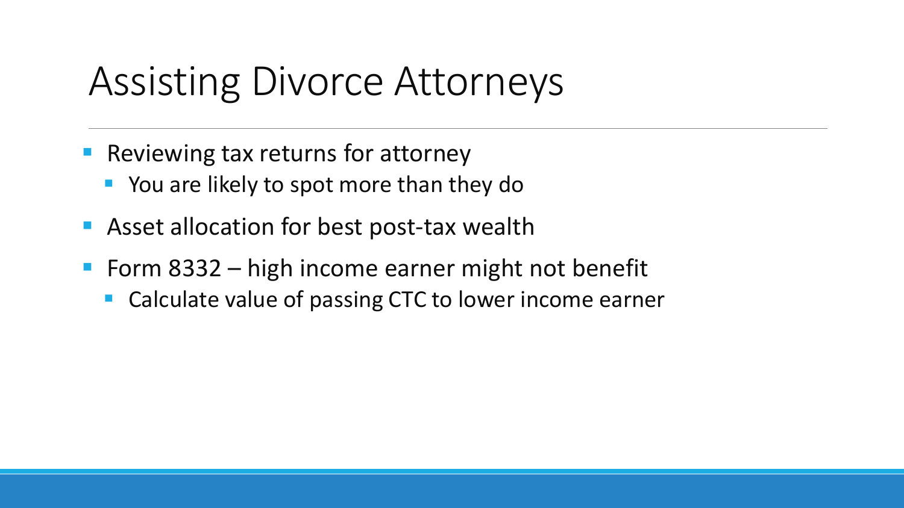# Assisting Divorce Attorneys

- Reviewing tax returns for attorney
  - You are likely to spot more than they do
- Asset allocation for best post-tax wealth
- Form 8332 – high income earner might not benefit
  - Calculate value of passing CTC to lower income earner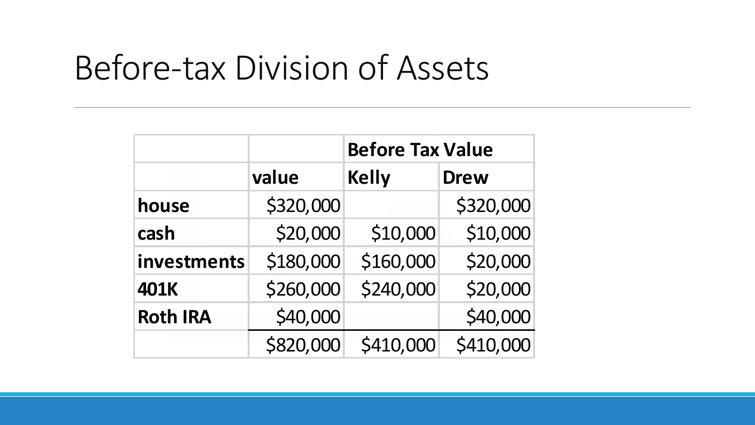# Before-tax Division of Assets

| | | Before Tax Value | |
|---|---|---|---|
| | **value** | **Kelly** | **Drew** |
| **house** | $320,000 | | $320,000 |
| **cash** | $20,000 | $10,000 | $10,000 |
| **investments** | $180,000 | $160,000 | $20,000 |
| **401K** | $260,000 | $240,000 | $20,000 |
| **Roth IRA** | $40,000 | | $40,000 |
| | $820,000 | $410,000 | $410,000 |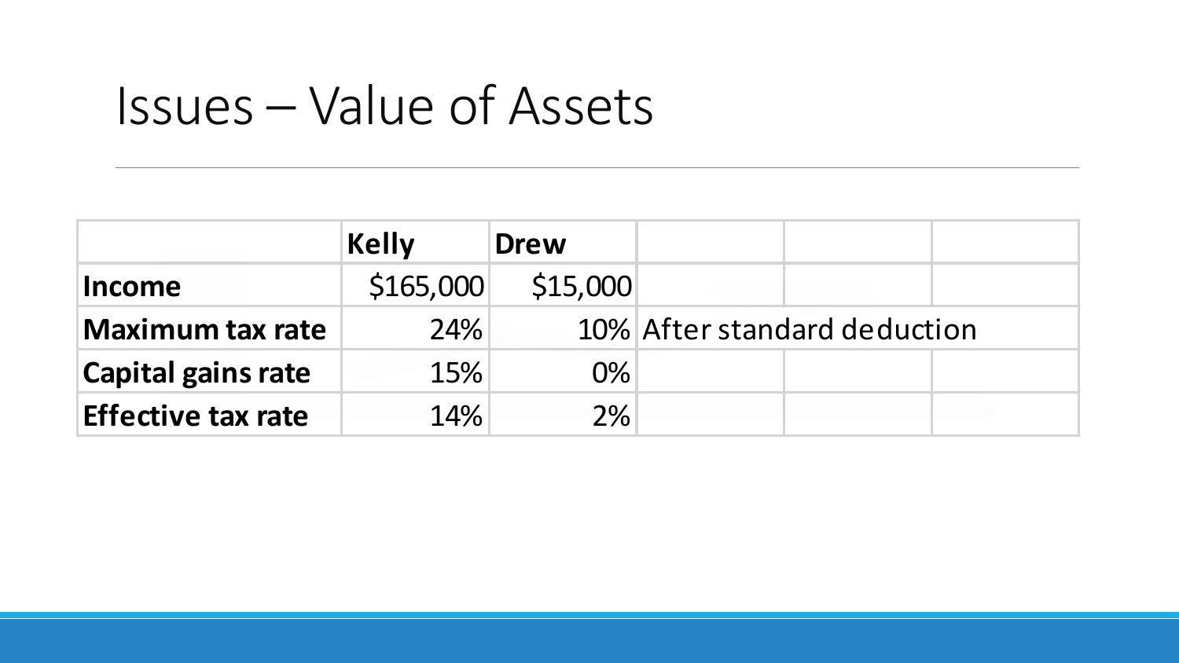# Issues – Value of Assets

| | Kelly | Drew | | | |
|---|---|---|---|---|---|
| **Income** | $165,000 | $15,000 | | | |
| **Maximum tax rate** | 24% | 10% | After standard deduction | | |
| **Capital gains rate** | 15% | 0% | | | |
| **Effective tax rate** | 14% | 2% | | | |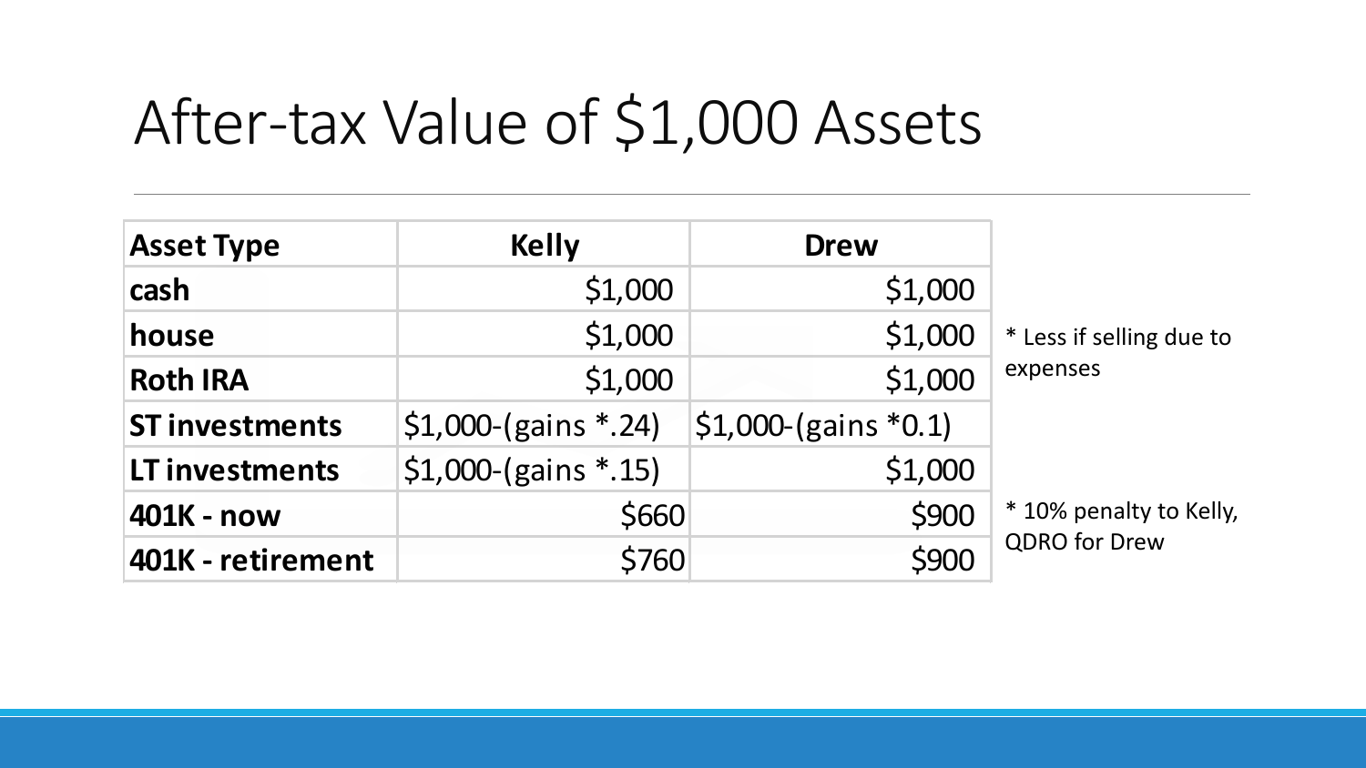# After-tax Value of $1,000 Assets

| Asset Type | Kelly | Drew |
|---|---|---|
| **cash** | $1,000 | $1,000 |
| **house** | $1,000 | $1,000 |
| **Roth IRA** | $1,000 | $1,000 |
| **ST investments** | $1,000-(gains *.24) | $1,000-(gains *0.1) |
| **LT investments** | $1,000-(gains *.15) | $1,000 |
| **401K - now** | $660 | $900 |
| **401K - retirement** | $760 | $900 |

* Less if selling due to expenses

* 10% penalty to Kelly, QDRO for Drew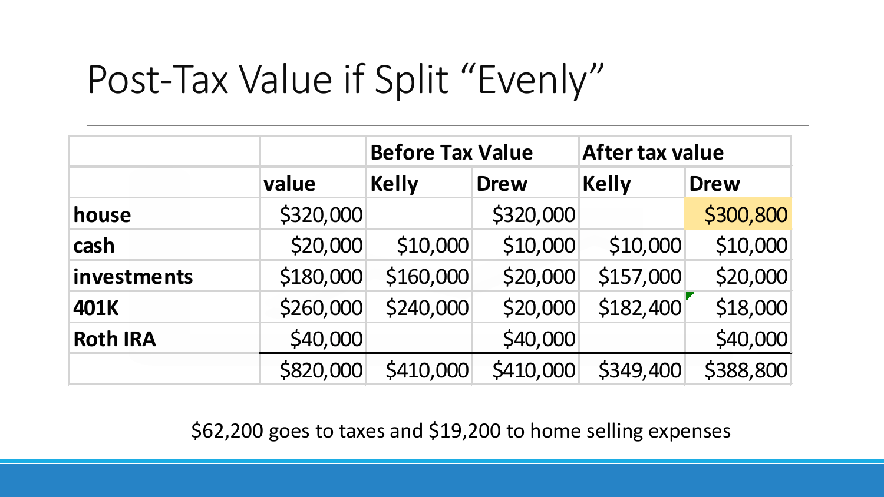# Post-Tax Value if Split "Evenly"

| | | **Before Tax Value** | | **After tax value** | |
|---|---|---|---|---|---|
| | **value** | **Kelly** | **Drew** | **Kelly** | **Drew** |
| **house** | $320,000 | | $320,000 | | $300,800 |
| **cash** | $20,000 | $10,000 | $10,000 | $10,000 | $10,000 |
| **investments** | $180,000 | $160,000 | $20,000 | $157,000 | $20,000 |
| **401K** | $260,000 | $240,000 | $20,000 | $182,400 | $18,000 |
| **Roth IRA** | $40,000 | | $40,000 | | $40,000 |
| | $820,000 | $410,000 | $410,000 | $349,400 | $388,800 |

$62,200 goes to taxes and $19,200 to home selling expenses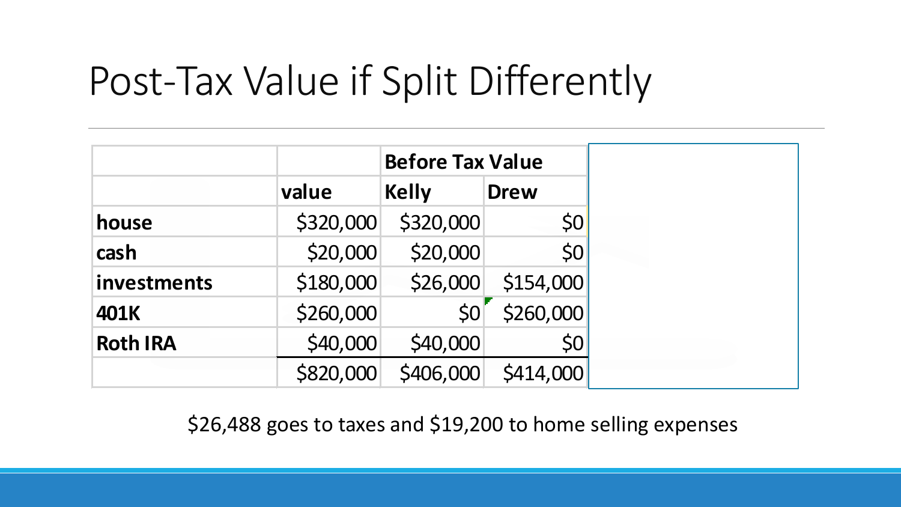# Post-Tax Value if Split Differently

| | | Before Tax Value | |
|---|---|---|---|
| | value | Kelly | Drew |
| house | $320,000 | $320,000 | $0 |
| cash | $20,000 | $20,000 | $0 |
| investments | $180,000 | $26,000 | $154,000 |
| 401K | $260,000 | $0 | $260,000 |
| Roth IRA | $40,000 | $40,000 | $0 |
| | $820,000 | $406,000 | $414,000 |

$26,488 goes to taxes and $19,200 to home selling expenses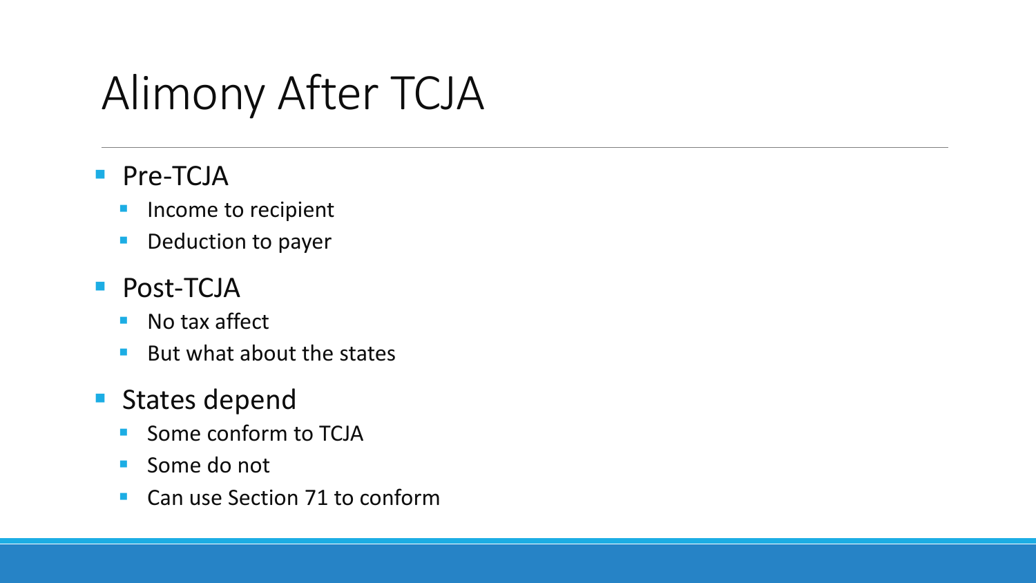# Alimony After TCJA

- Pre-TCJA
  - Income to recipient
  - Deduction to payer
- Post-TCJA
  - No tax affect
  - But what about the states
- States depend
  - Some conform to TCJA
  - Some do not
  - Can use Section 71 to conform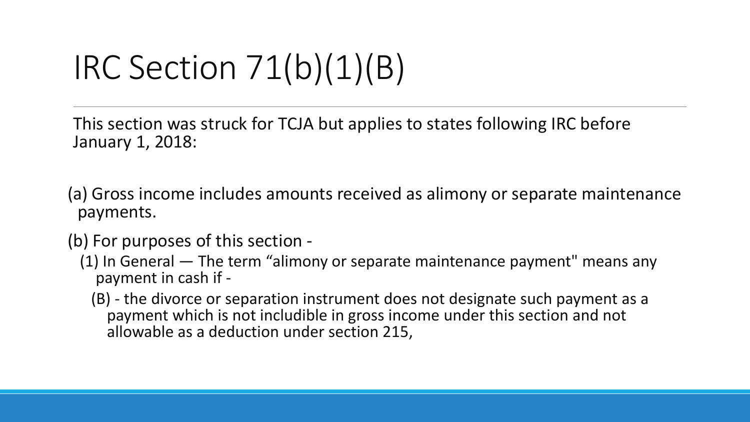# IRC Section 71(b)(1)(B)

This section was struck for TCJA but applies to states following IRC before January 1, 2018:

(a) Gross income includes amounts received as alimony or separate maintenance payments.

(b) For purposes of this section -

  (1) In General — The term “alimony or separate maintenance payment" means any payment in cash if -

    (B) - the divorce or separation instrument does not designate such payment as a payment which is not includible in gross income under this section and not allowable as a deduction under section 215,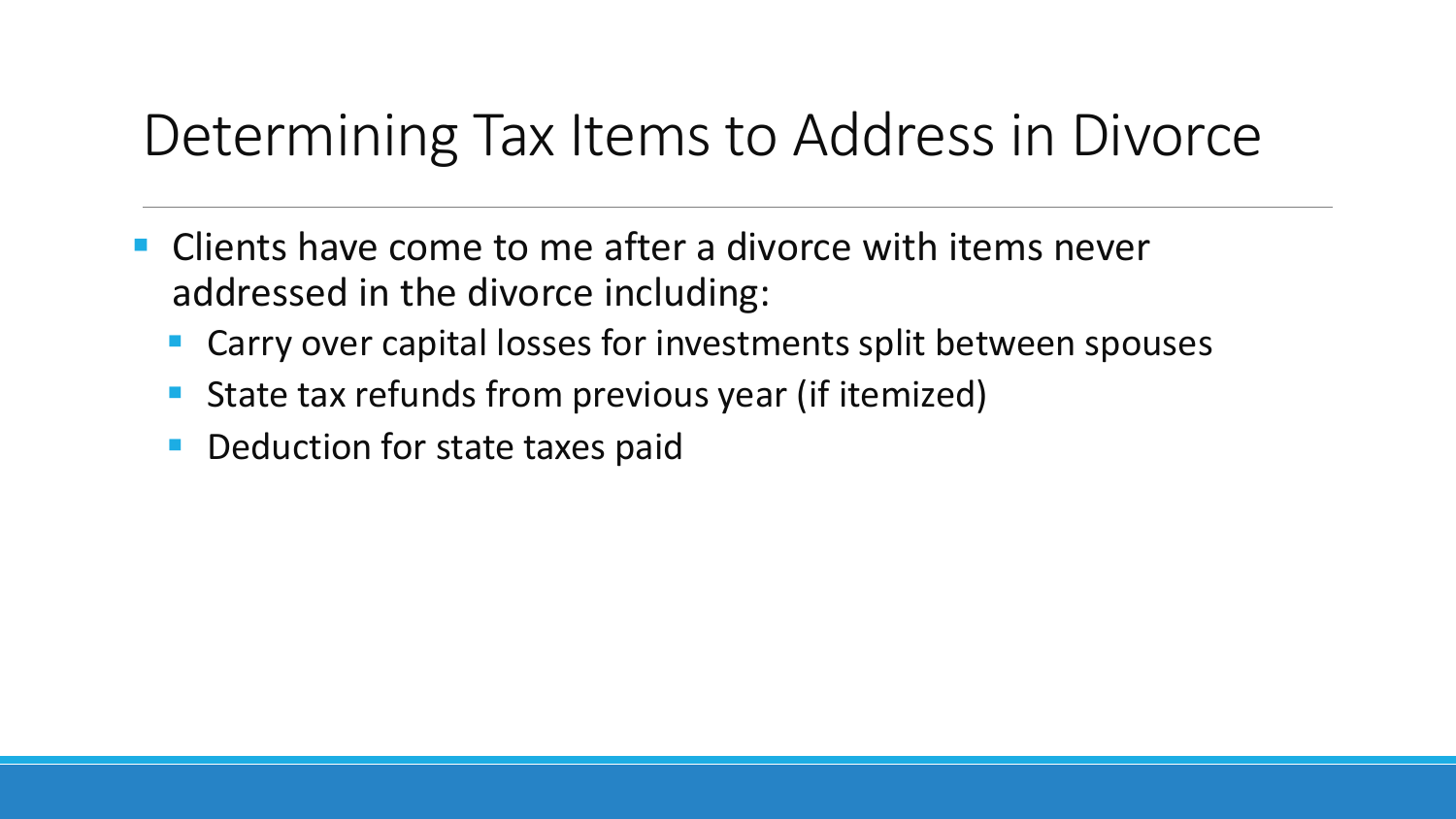# Determining Tax Items to Address in Divorce

- Clients have come to me after a divorce with items never addressed in the divorce including:
  - Carry over capital losses for investments split between spouses
  - State tax refunds from previous year (if itemized)
  - Deduction for state taxes paid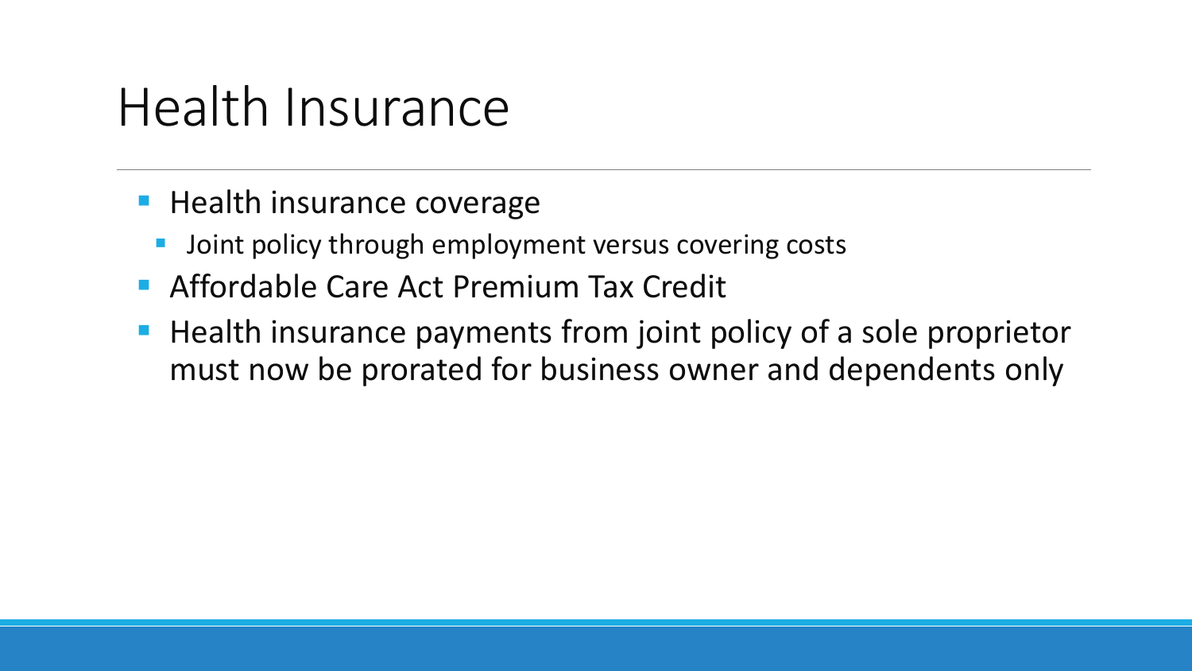# Health Insurance

- Health insurance coverage
  - Joint policy through employment versus covering costs
- Affordable Care Act Premium Tax Credit
- Health insurance payments from joint policy of a sole proprietor must now be prorated for business owner and dependents only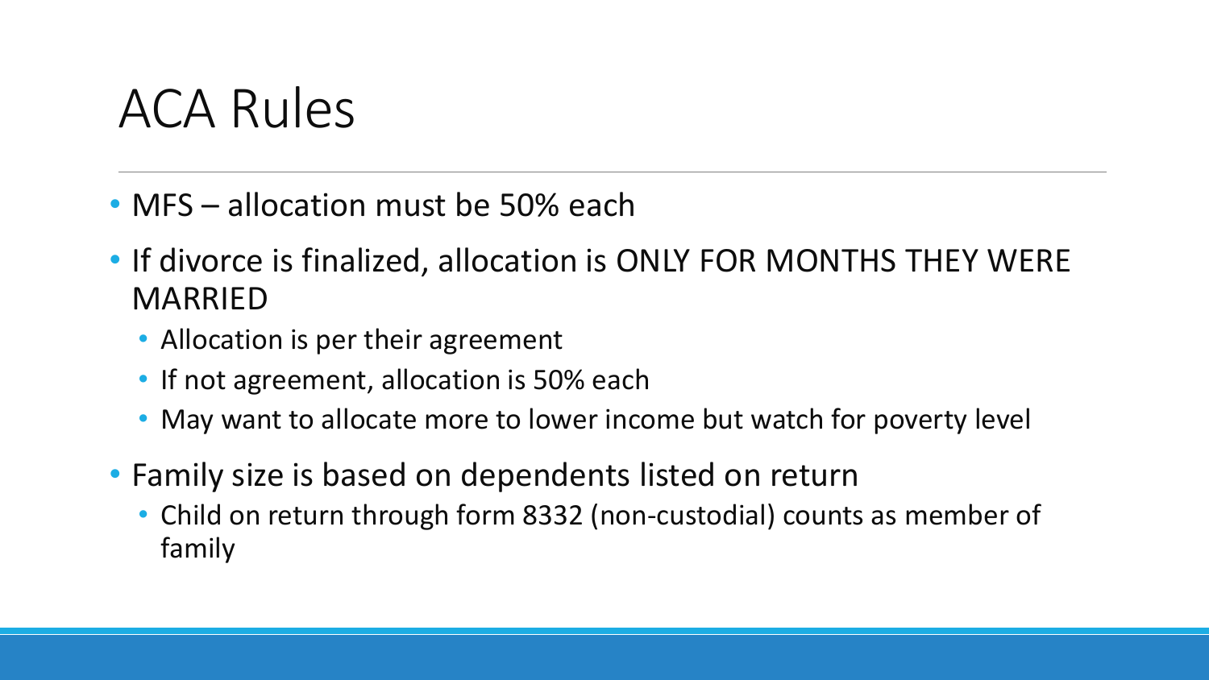# ACA Rules

- MFS – allocation must be 50% each
- If divorce is finalized, allocation is ONLY FOR MONTHS THEY WERE MARRIED
  - Allocation is per their agreement
  - If not agreement, allocation is 50% each
  - May want to allocate more to lower income but watch for poverty level
- Family size is based on dependents listed on return
  - Child on return through form 8332 (non-custodial) counts as member of family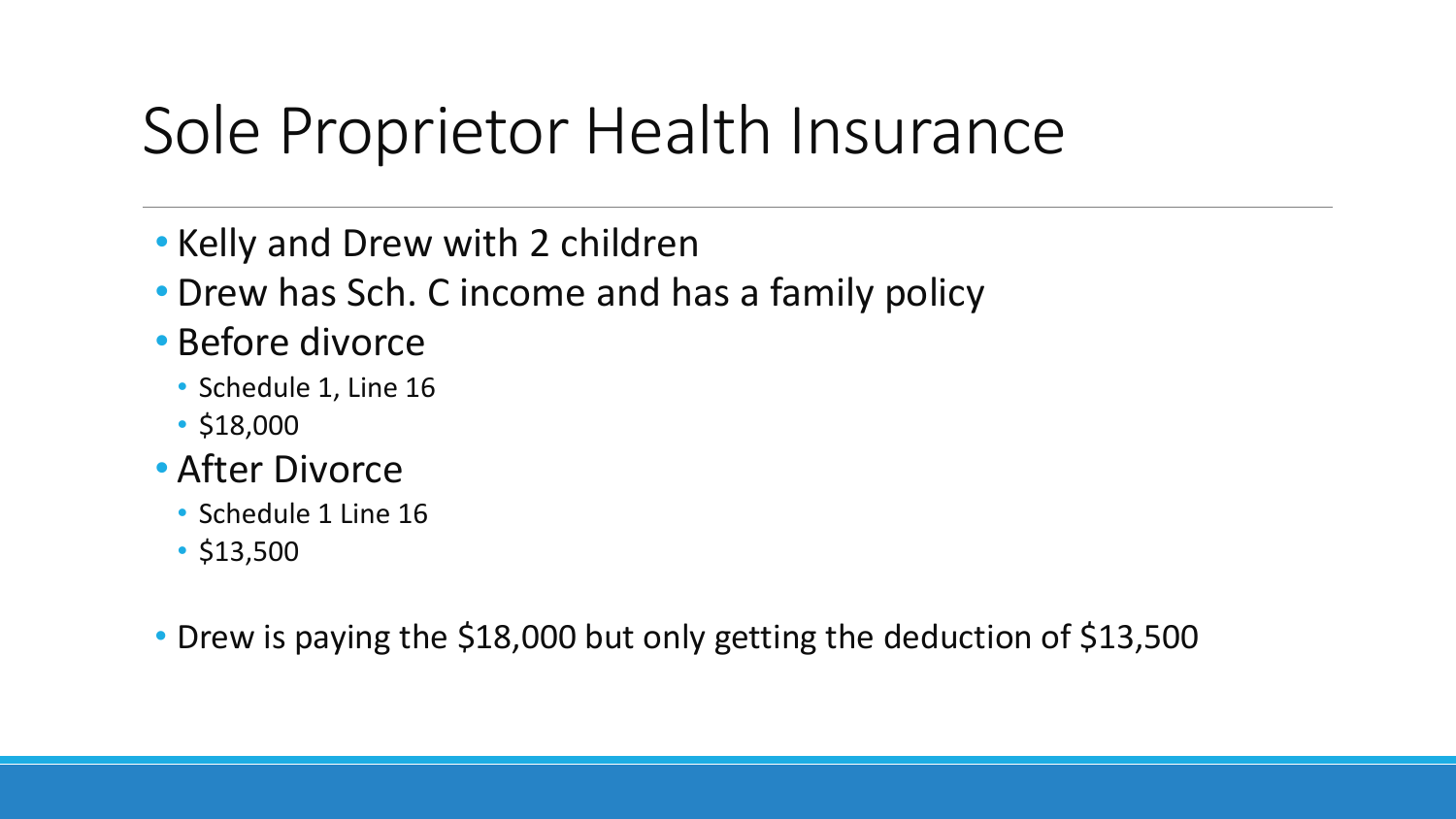# Sole Proprietor Health Insurance

- Kelly and Drew with 2 children
- Drew has Sch. C income and has a family policy
- Before divorce
  - Schedule 1, Line 16
  - $18,000
- After Divorce
  - Schedule 1 Line 16
  - $13,500
- Drew is paying the $18,000 but only getting the deduction of $13,500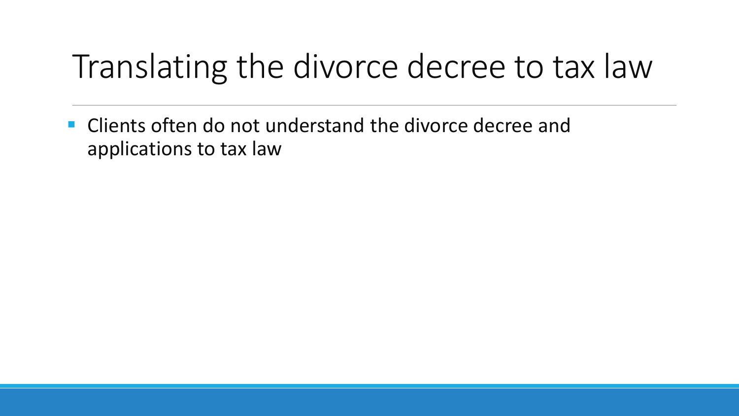# Translating the divorce decree to tax law

- Clients often do not understand the divorce decree and applications to tax law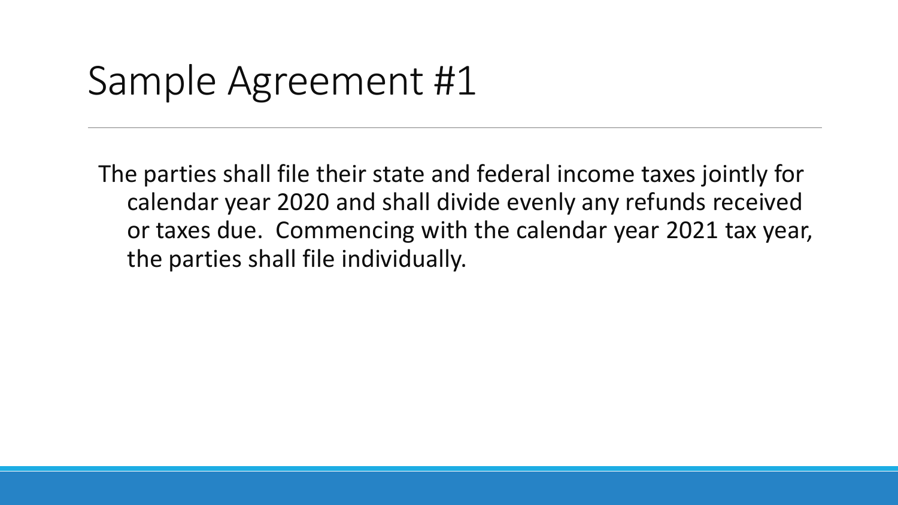# Sample Agreement #1

The parties shall file their state and federal income taxes jointly for calendar year 2020 and shall divide evenly any refunds received or taxes due. Commencing with the calendar year 2021 tax year, the parties shall file individually.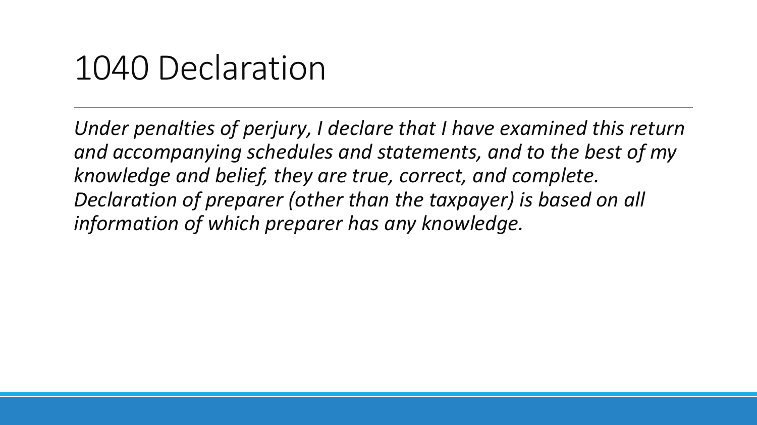# 1040 Declaration

*Under penalties of perjury, I declare that I have examined this return and accompanying schedules and statements, and to the best of my knowledge and belief, they are true, correct, and complete. Declaration of preparer (other than the taxpayer) is based on all information of which preparer has any knowledge.*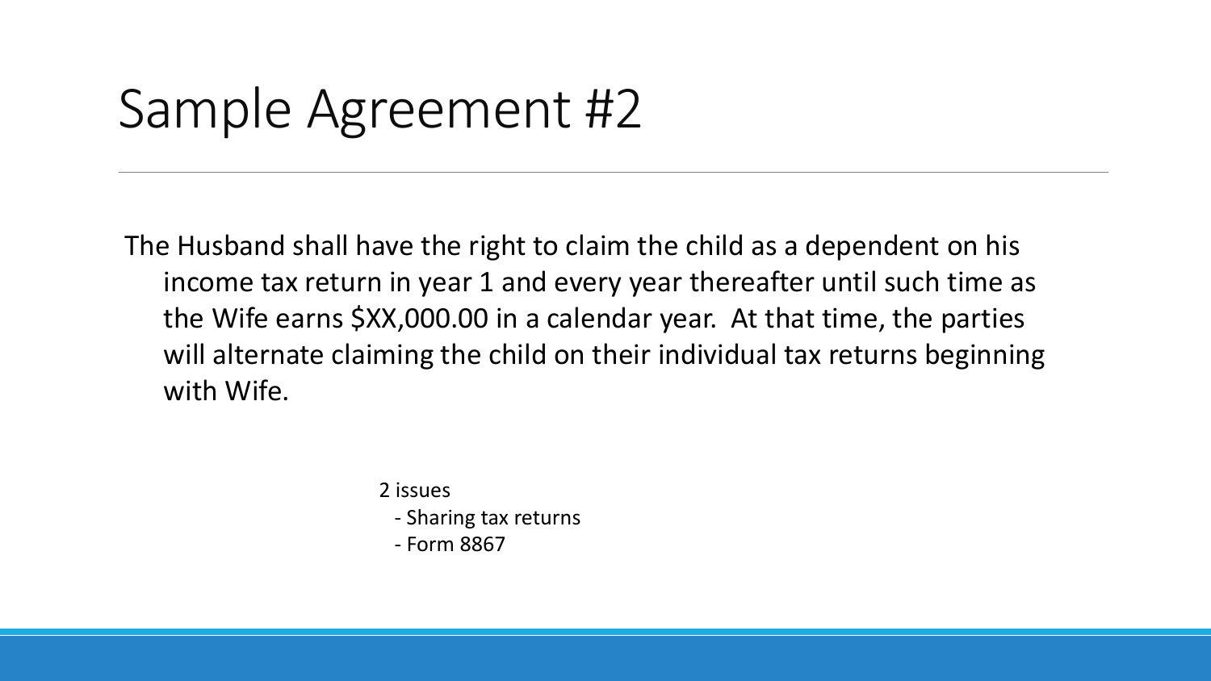# Sample Agreement #2

The Husband shall have the right to claim the child as a dependent on his income tax return in year 1 and every year thereafter until such time as the Wife earns $XX,000.00 in a calendar year. At that time, the parties will alternate claiming the child on their individual tax returns beginning with Wife.

2 issues

- Sharing tax returns
- Form 8867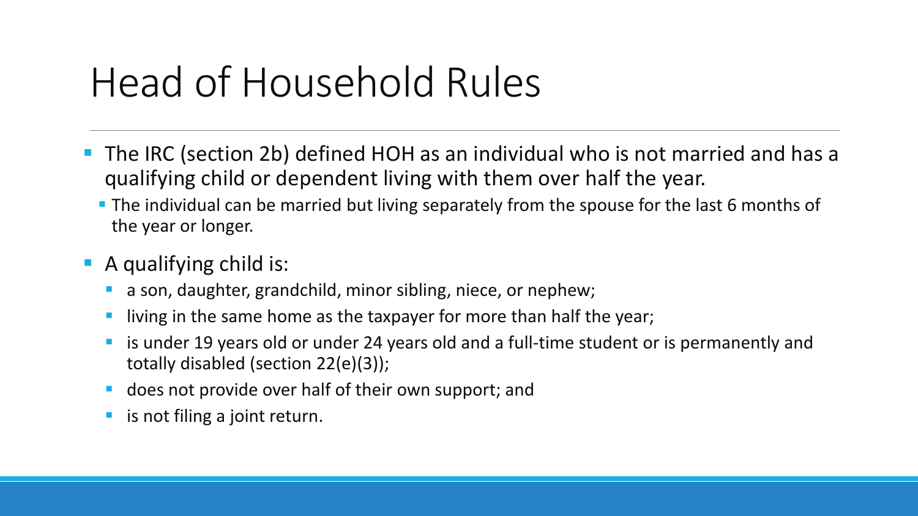# Head of Household Rules

- The IRC (section 2b) defined HOH as an individual who is not married and has a qualifying child or dependent living with them over half the year.
  - The individual can be married but living separately from the spouse for the last 6 months of the year or longer.
- A qualifying child is:
  - a son, daughter, grandchild, minor sibling, niece, or nephew;
  - living in the same home as the taxpayer for more than half the year;
  - is under 19 years old or under 24 years old and a full-time student or is permanently and totally disabled (section 22(e)(3));
  - does not provide over half of their own support; and
  - is not filing a joint return.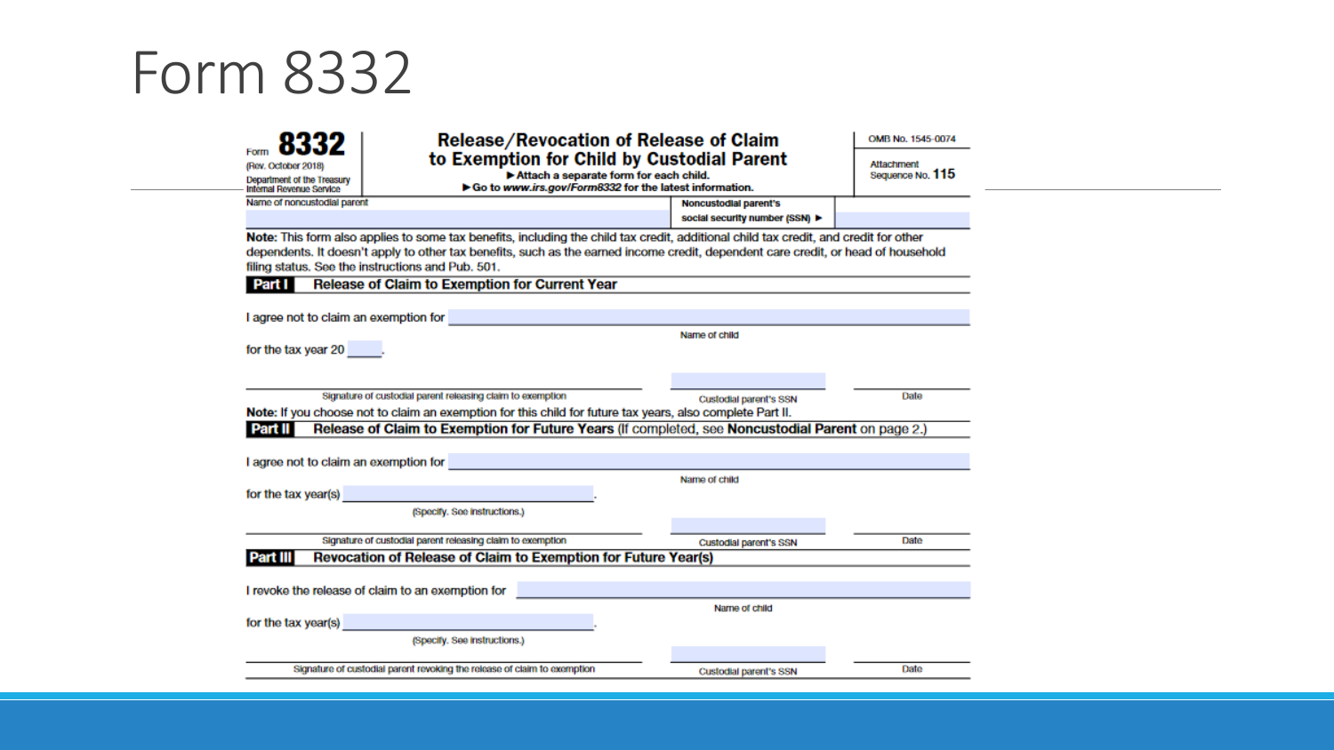# Form 8332

Form **8332**
(Rev. October 2018)
Department of the Treasury
Internal Revenue Service

**Release/Revocation of Release of Claim to Exemption for Child by Custodial Parent**

► **Attach a separate form for each child.**
► **Go to *www.irs.gov/Form8332* for the latest information.**

OMB No. 1545-0074

Attachment Sequence No. **115**

Name of noncustodial parent

**Noncustodial parent's social security number (SSN)** ►

**Note:** This form also applies to some tax benefits, including the child tax credit, additional child tax credit, and credit for other dependents. It doesn't apply to other tax benefits, such as the earned income credit, dependent care credit, or head of household filing status. See the instructions and Pub. 501.

**Part I** **Release of Claim to Exemption for Current Year**

I agree not to claim an exemption for ______________________________
Name of child

for the tax year 20 ____.

______________________________ Signature of custodial parent releasing claim to exemption | ____________ Custodial parent's SSN | ________ Date

**Note:** If you choose not to claim an exemption for this child for future tax years, also complete Part II.

**Part II** **Release of Claim to Exemption for Future Years** (If completed, see **Noncustodial Parent** on page 2.)

I agree not to claim an exemption for ______________________________
Name of child

for the tax year(s) ______________________.
(Specify. See instructions.)

______________________________ Signature of custodial parent releasing claim to exemption | ____________ Custodial parent's SSN | ________ Date

**Part III** **Revocation of Release of Claim to Exemption for Future Year(s)**

I revoke the release of claim to an exemption for ______________________________
Name of child

for the tax year(s) ______________________.
(Specify. See instructions.)

______________________________ Signature of custodial parent revoking the release of claim to exemption | ____________ Custodial parent's SSN | ________ Date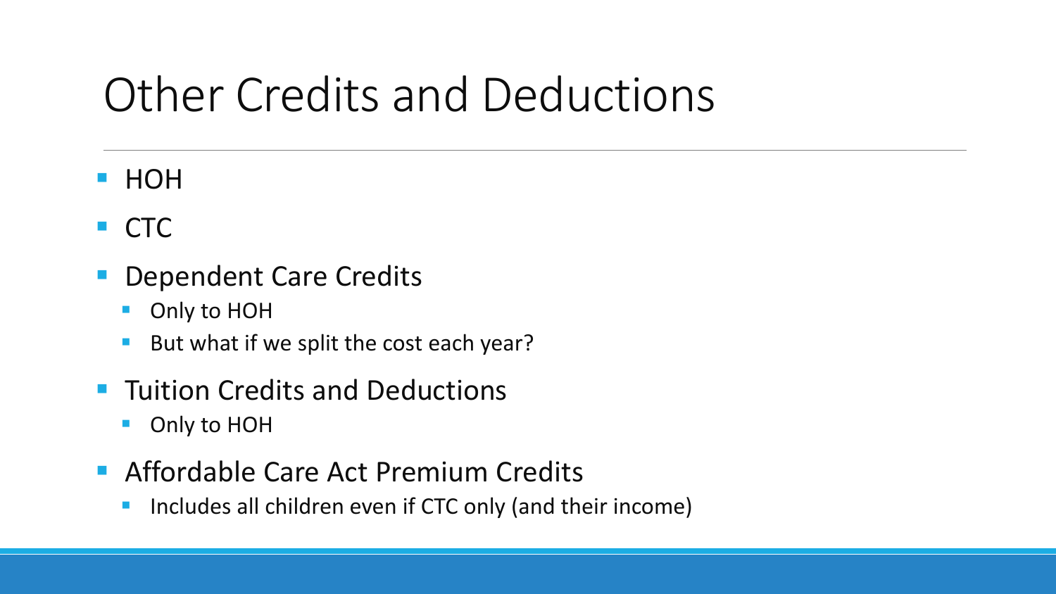# Other Credits and Deductions

- HOH
- CTC
- Dependent Care Credits
  - Only to HOH
  - But what if we split the cost each year?
- Tuition Credits and Deductions
  - Only to HOH
- Affordable Care Act Premium Credits
  - Includes all children even if CTC only (and their income)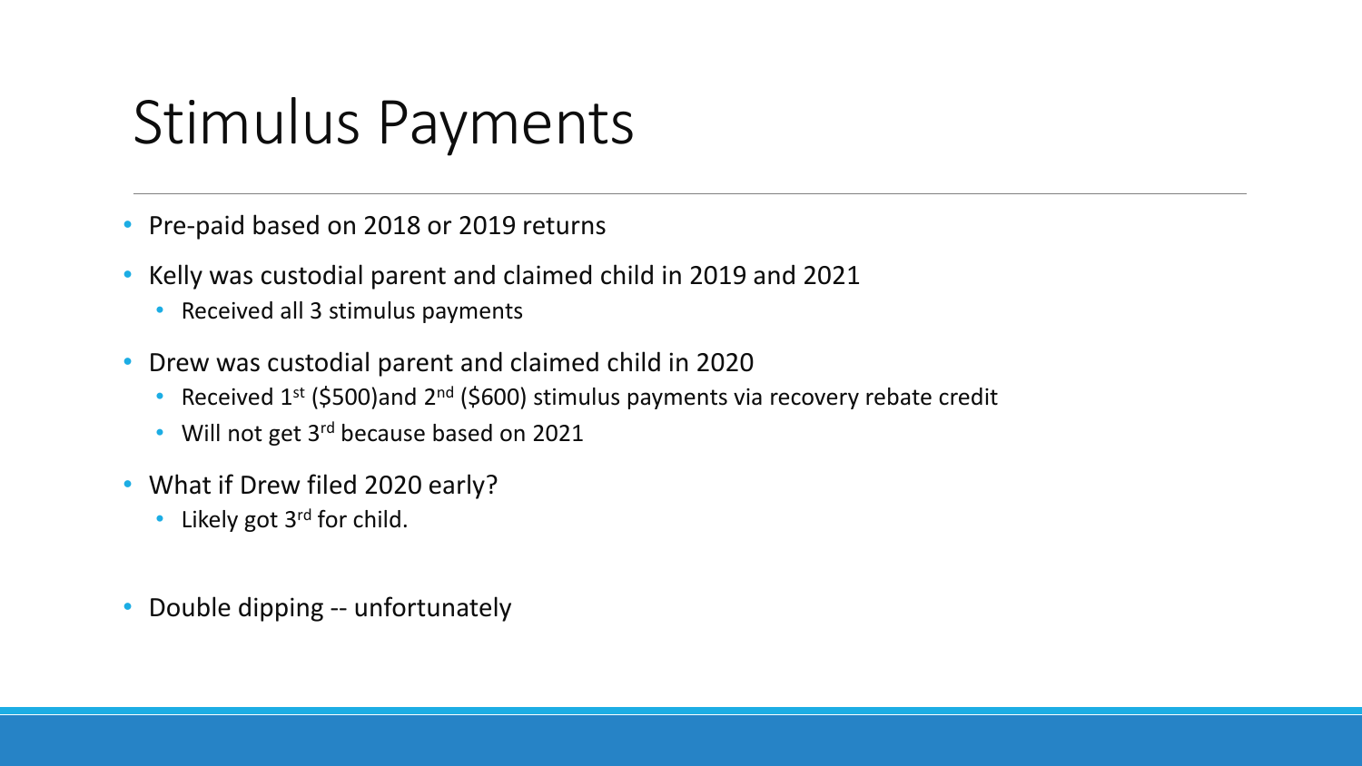# Stimulus Payments

- Pre-paid based on 2018 or 2019 returns
- Kelly was custodial parent and claimed child in 2019 and 2021
  - Received all 3 stimulus payments
- Drew was custodial parent and claimed child in 2020
  - Received 1st ($500)and 2nd ($600) stimulus payments via recovery rebate credit
  - Will not get 3rd because based on 2021
- What if Drew filed 2020 early?
  - Likely got 3rd for child.
- Double dipping -- unfortunately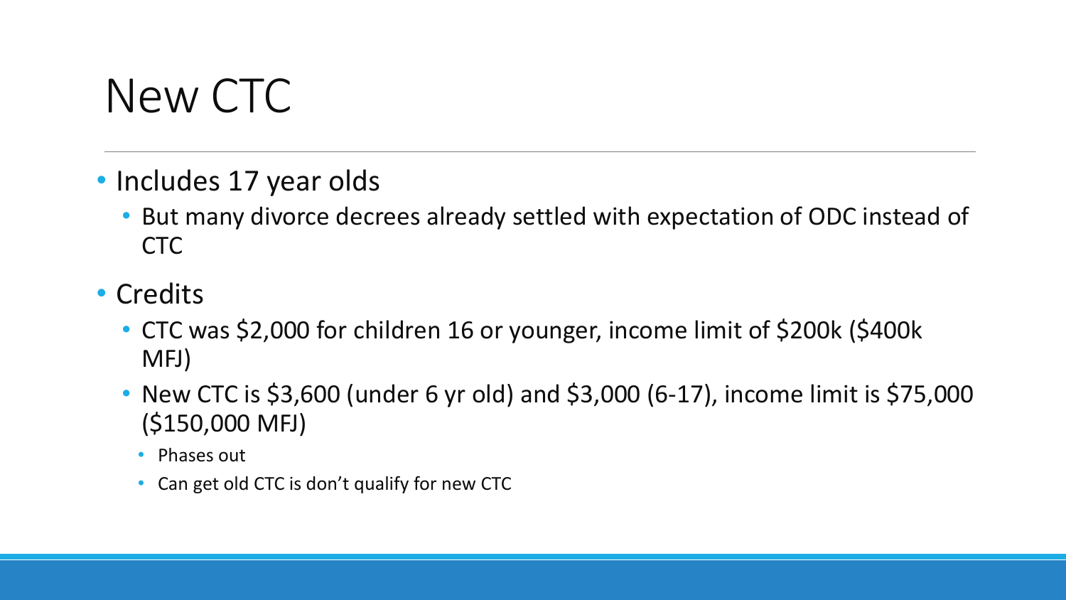# New CTC

- Includes 17 year olds
  - But many divorce decrees already settled with expectation of ODC instead of CTC
- Credits
  - CTC was $2,000 for children 16 or younger, income limit of $200k ($400k MFJ)
  - New CTC is $3,600 (under 6 yr old) and $3,000 (6-17), income limit is $75,000 ($150,000 MFJ)
    - Phases out
    - Can get old CTC is don't qualify for new CTC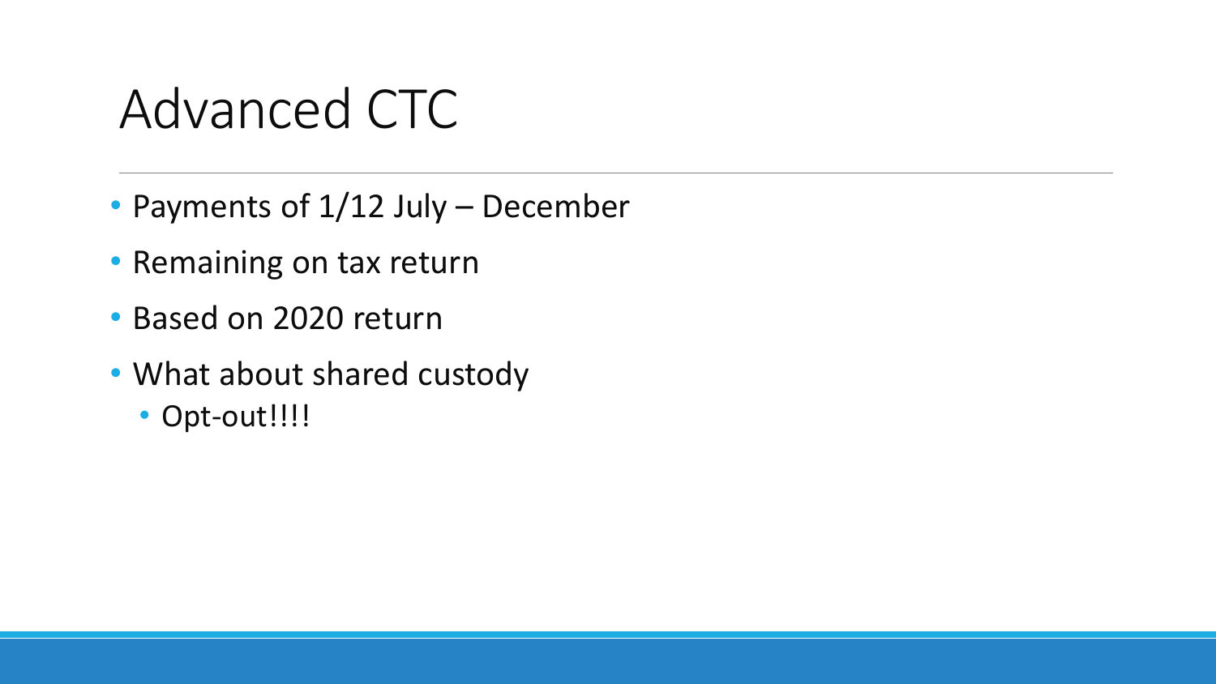# Advanced CTC

- Payments of 1/12 July – December
- Remaining on tax return
- Based on 2020 return
- What about shared custody
  - Opt-out!!!!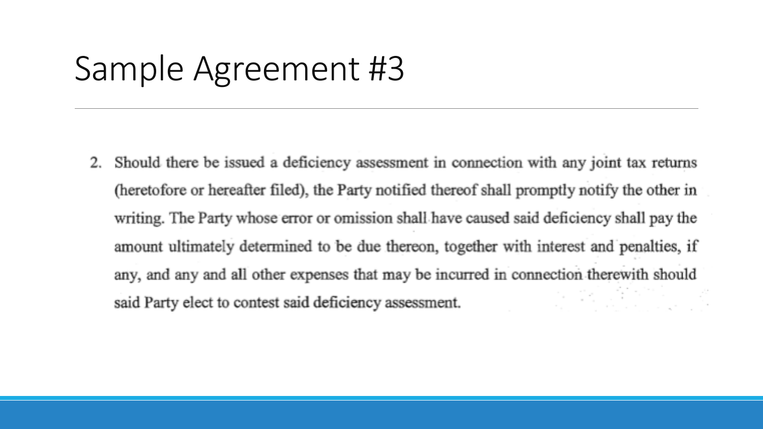# Sample Agreement #3

2. Should there be issued a deficiency assessment in connection with any joint tax returns (heretofore or hereafter filed), the Party notified thereof shall promptly notify the other in writing. The Party whose error or omission shall have caused said deficiency shall pay the amount ultimately determined to be due thereon, together with interest and penalties, if any, and any and all other expenses that may be incurred in connection therewith should said Party elect to contest said deficiency assessment.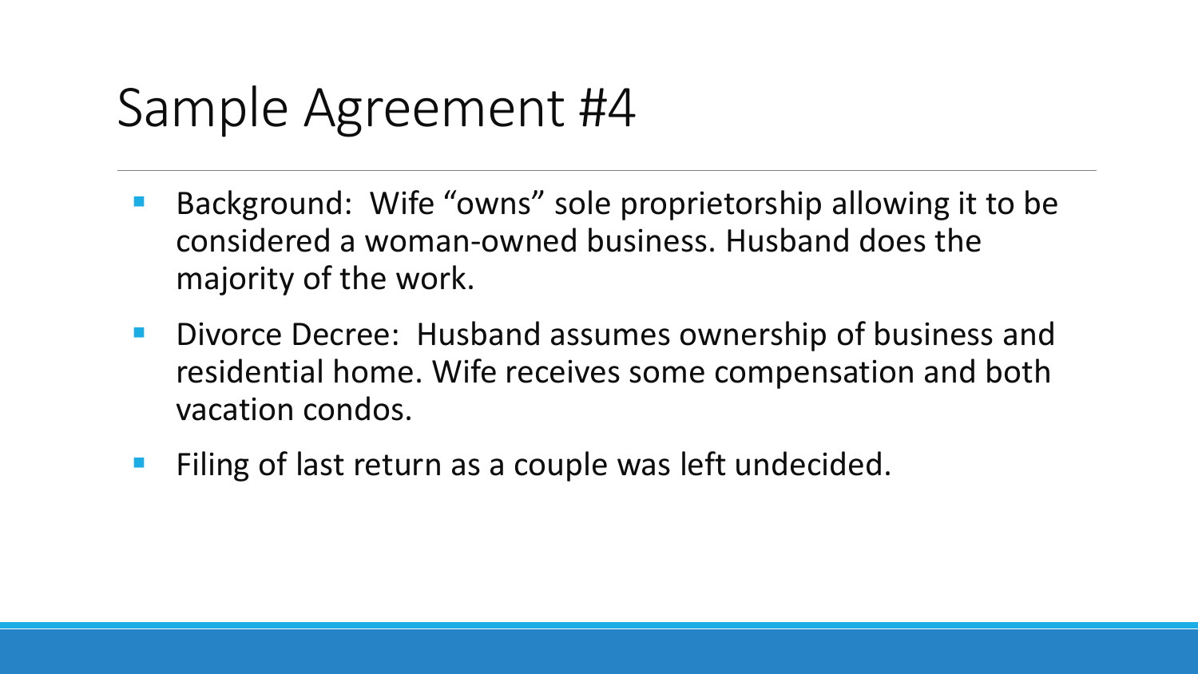# Sample Agreement #4

- Background: Wife "owns" sole proprietorship allowing it to be considered a woman-owned business. Husband does the majority of the work.
- Divorce Decree: Husband assumes ownership of business and residential home. Wife receives some compensation and both vacation condos.
- Filing of last return as a couple was left undecided.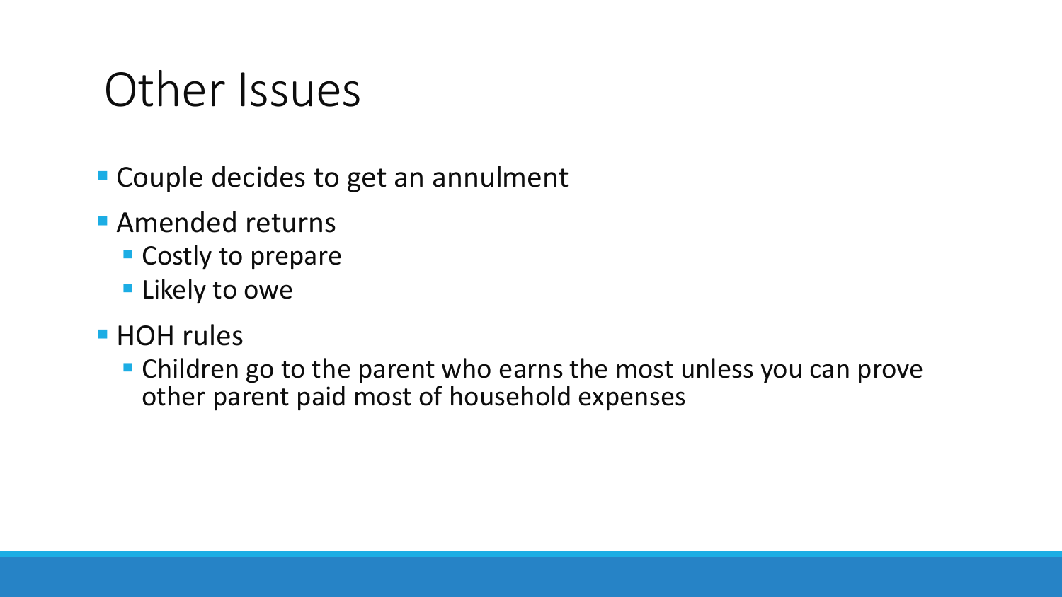# Other Issues

- Couple decides to get an annulment
- Amended returns
  - Costly to prepare
  - Likely to owe
- HOH rules
  - Children go to the parent who earns the most unless you can prove other parent paid most of household expenses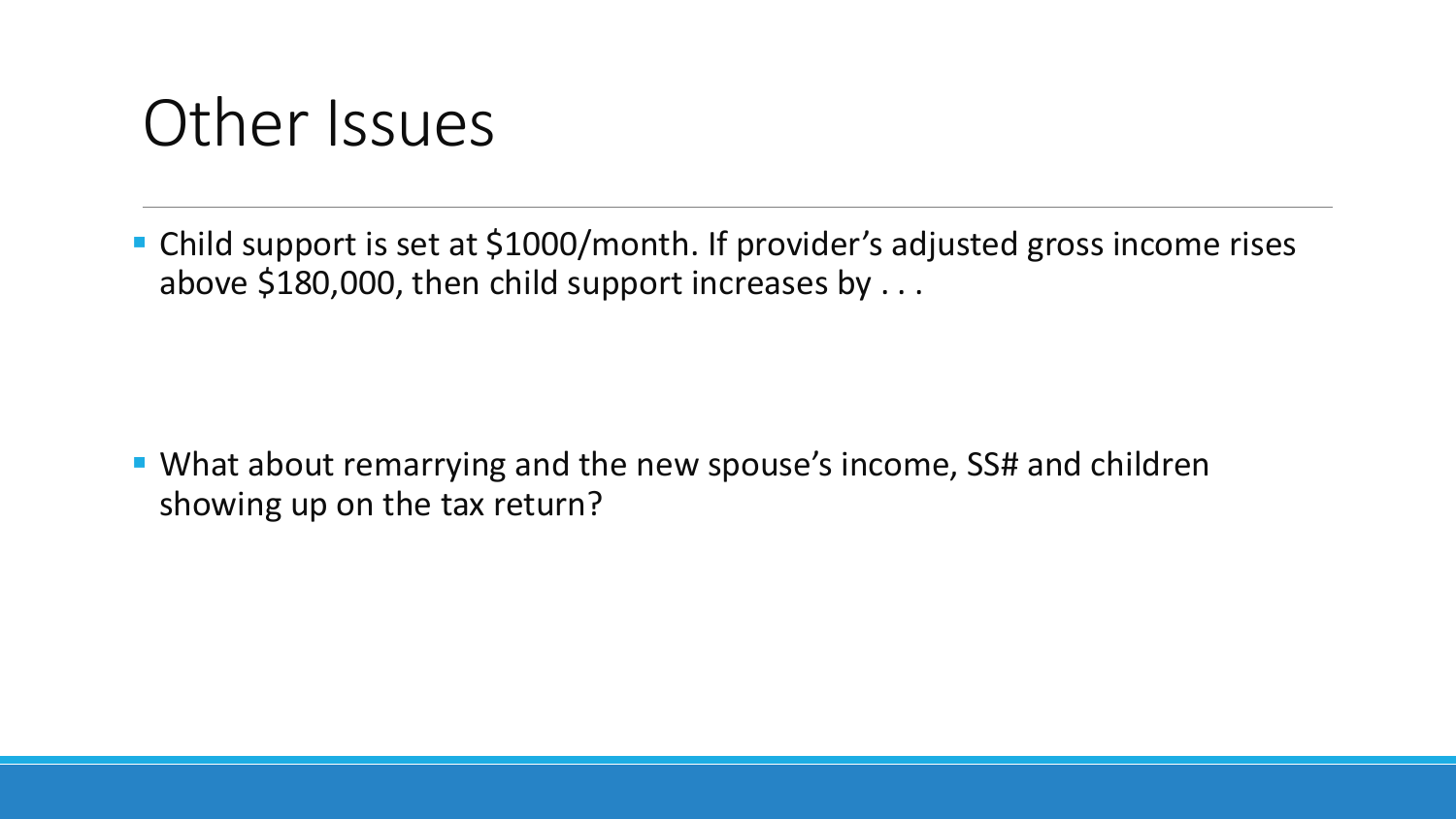# Other Issues

- Child support is set at $1000/month. If provider's adjusted gross income rises above $180,000, then child support increases by . . .

- What about remarrying and the new spouse's income, SS# and children showing up on the tax return?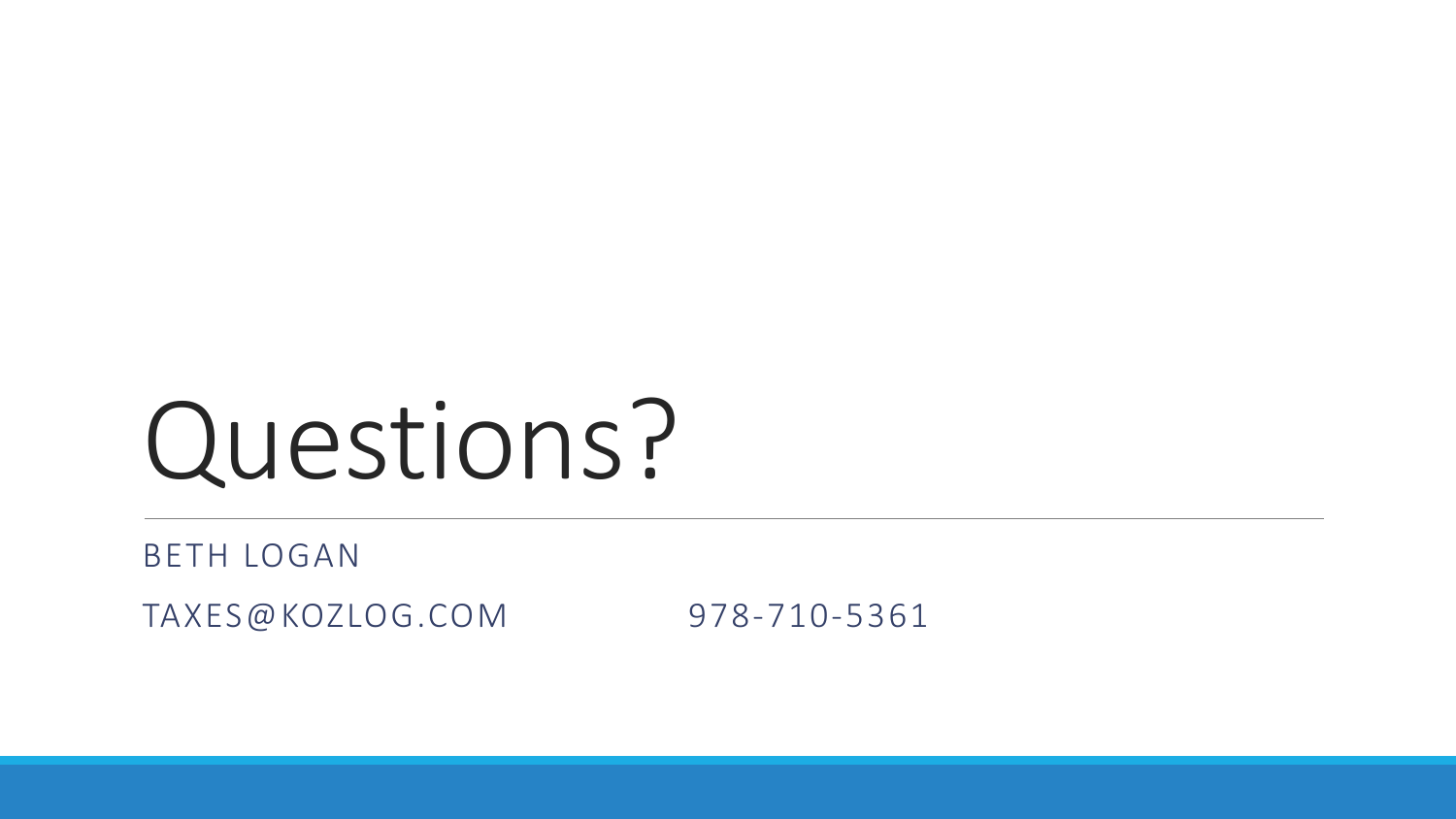# Questions?

BETH LOGAN

TAXES@KOZLOG.COM 978-710-5361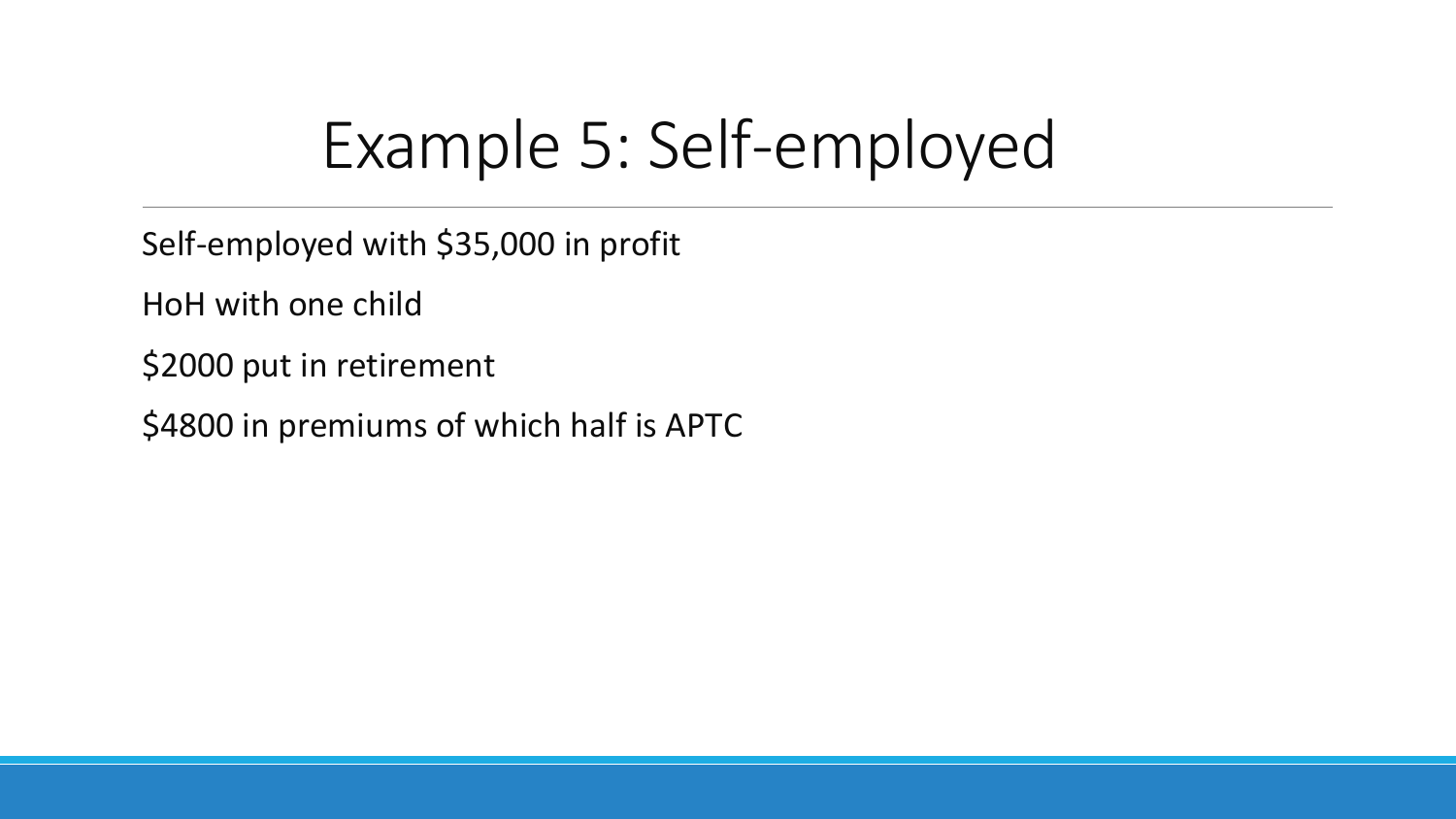# Example 5: Self-employed

Self-employed with $35,000 in profit

HoH with one child

$2000 put in retirement

$4800 in premiums of which half is APTC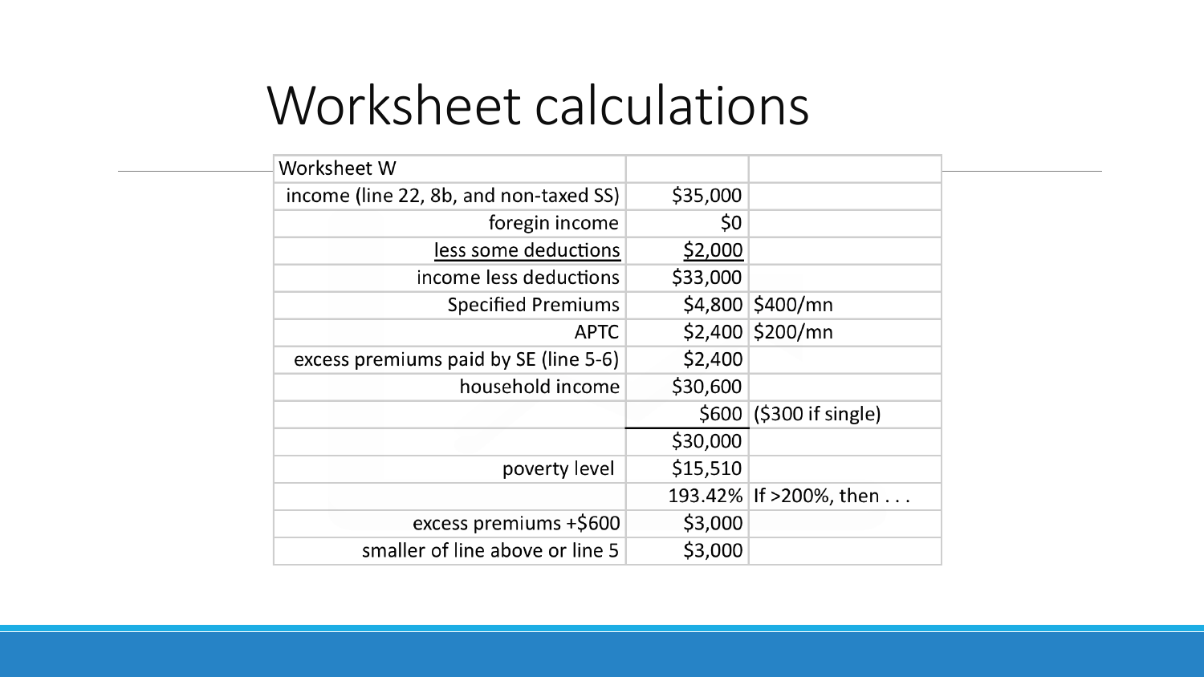# Worksheet calculations

| Worksheet W | | |
|---|---|---|
| income (line 22, 8b, and non-taxed SS) | $35,000 | |
| foregin income | $0 | |
| less some deductions | $2,000 | |
| income less deductions | $33,000 | |
| Specified Premiums | $4,800 | $400/mn |
| APTC | $2,400 | $200/mn |
| excess premiums paid by SE (line 5-6) | $2,400 | |
| household income | $30,600 | |
| | $600 | ($300 if single) |
| | $30,000 | |
| poverty level | $15,510 | |
| | 193.42% | If >200%, then . . . |
| excess premiums +$600 | $3,000 | |
| smaller of line above or line 5 | $3,000 | |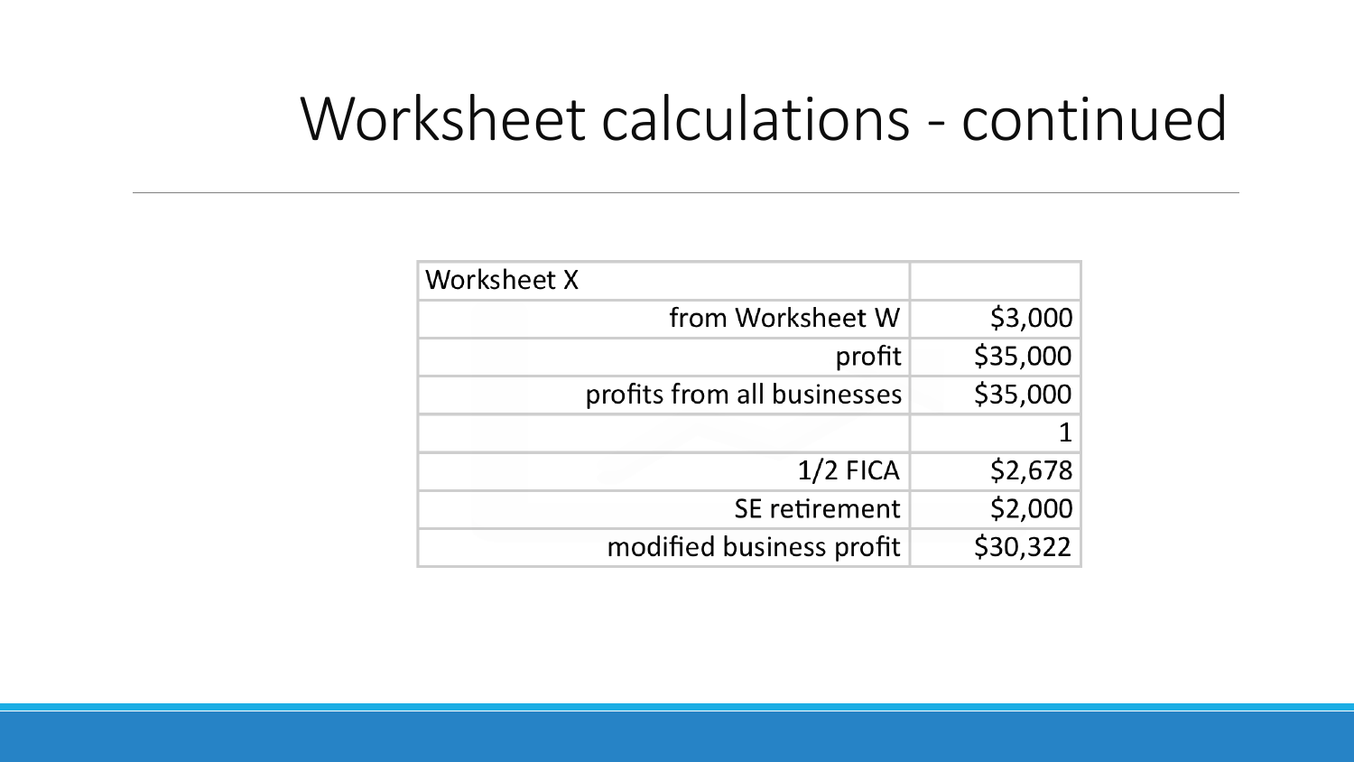# Worksheet calculations - continued

| Worksheet X | |
|---|---|
| from Worksheet W | $3,000 |
| profit | $35,000 |
| profits from all businesses | $35,000 |
| | 1 |
| 1/2 FICA | $2,678 |
| SE retirement | $2,000 |
| modified business profit | $30,322 |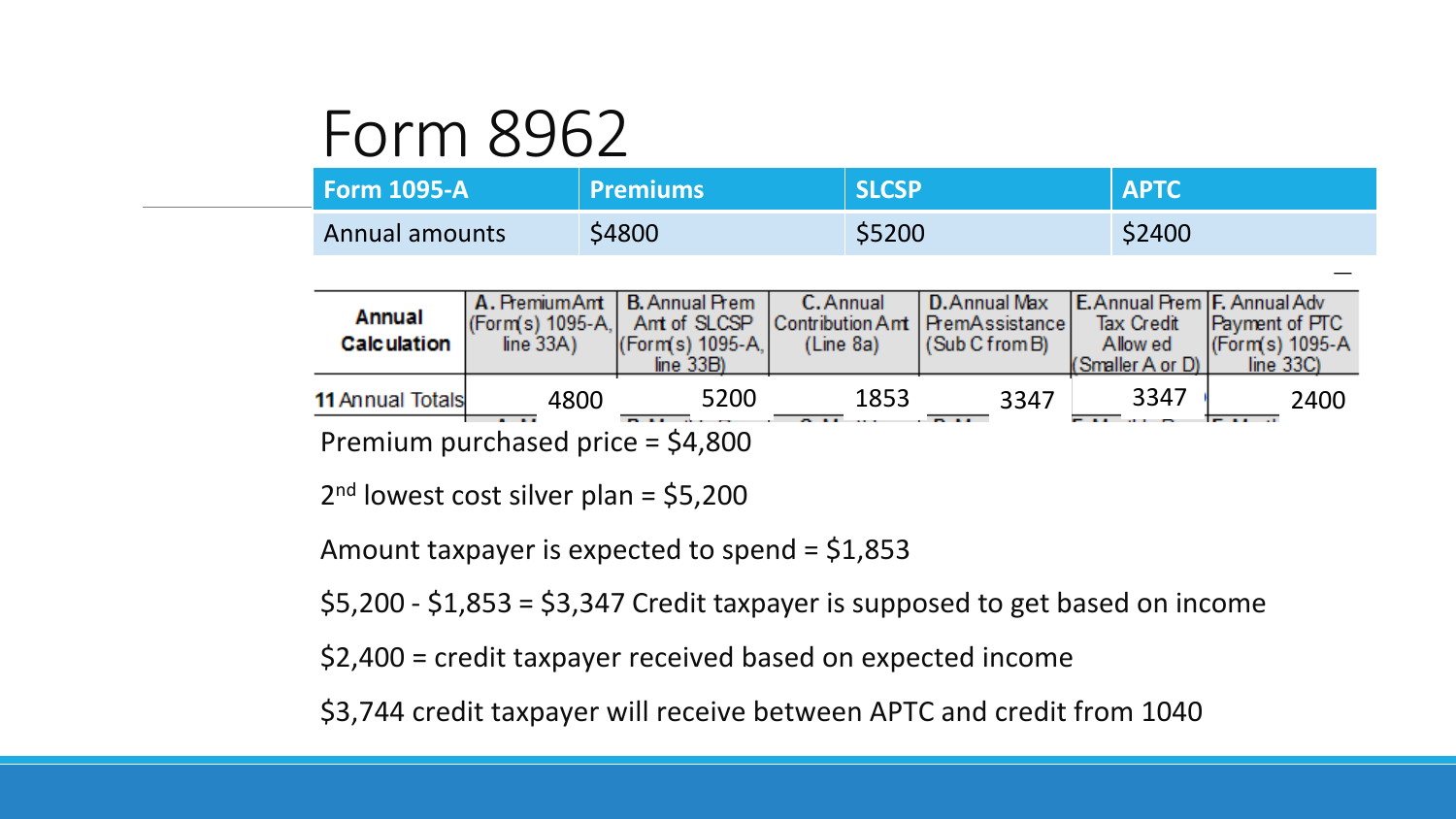# Form 8962

| Form 1095-A | Premiums | SLCSP | APTC |
| --- | --- | --- | --- |
| Annual amounts | $4800 | $5200 | $2400 |

| Annual Calculation | A. Premium Amt (Form(s) 1095-A, line 33A) | B. Annual Prem Amt of SLCSP (Form(s) 1095-A, line 33B) | C. Annual Contribution Amt (Line 8a) | D. Annual Max Prem Assistance (Sub C from B) | E. Annual Prem Tax Credit Allowed (Smaller A or D) | F. Annual Adv Payment of PTC (Form(s) 1095-A line 33C) |
| --- | --- | --- | --- | --- | --- | --- |
| 11 Annual Totals | 4800 | 5200 | 1853 | 3347 | 3347 | 2400 |

Premium purchased price = $4,800

2nd lowest cost silver plan = $5,200

Amount taxpayer is expected to spend = $1,853

$5,200 - $1,853 = $3,347 Credit taxpayer is supposed to get based on income

$2,400 = credit taxpayer received based on expected income

$3,744 credit taxpayer will receive between APTC and credit from 1040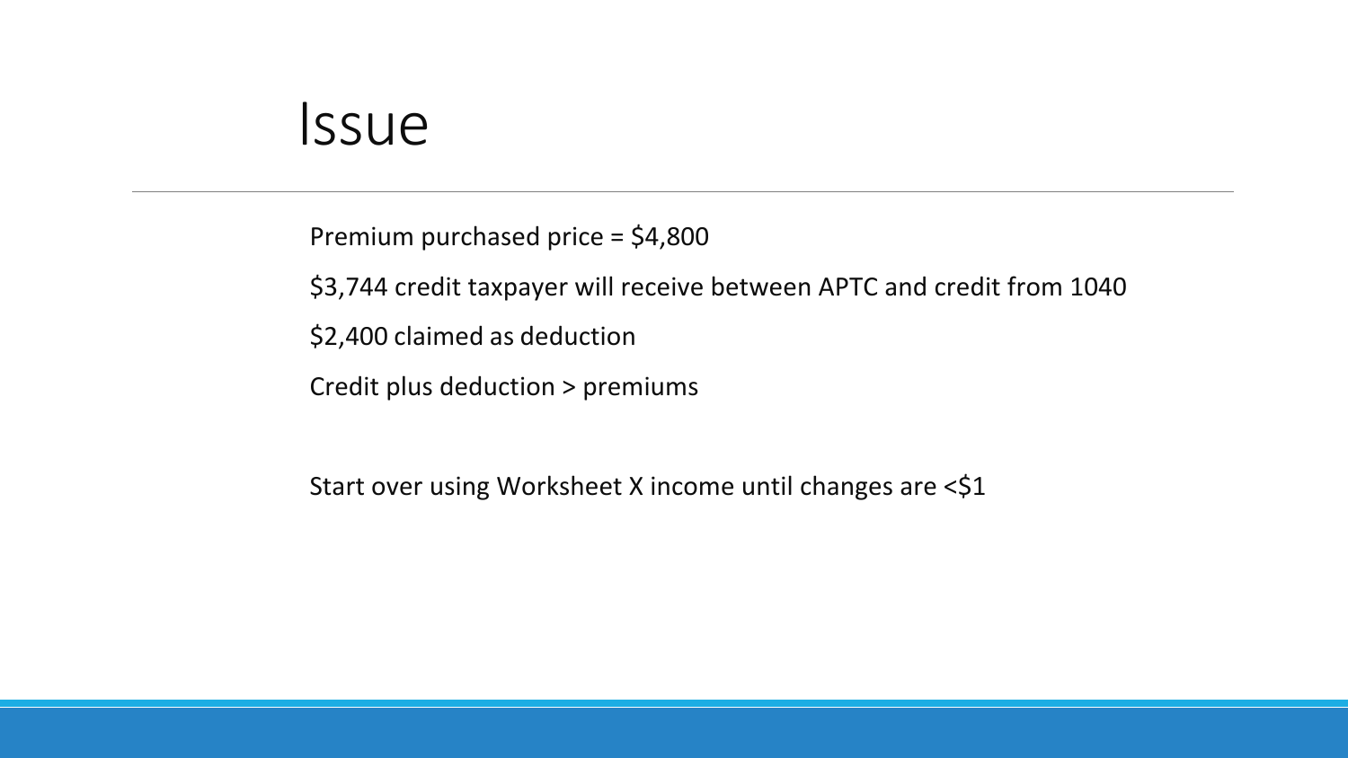# Issue

Premium purchased price = $4,800

$3,744 credit taxpayer will receive between APTC and credit from 1040

$2,400 claimed as deduction

Credit plus deduction > premiums

Start over using Worksheet X income until changes are <$1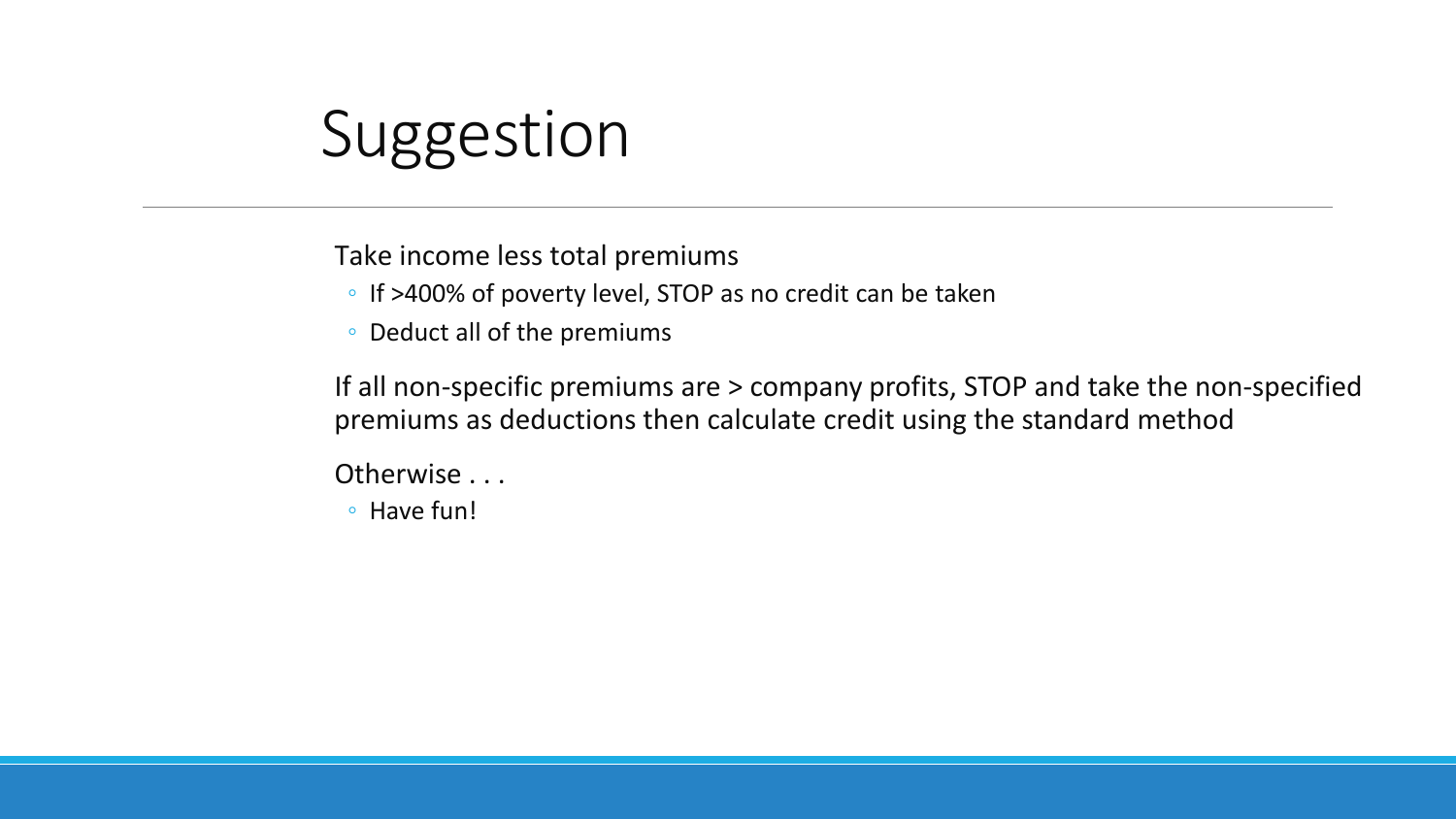# Suggestion

Take income less total premiums

- If >400% of poverty level, STOP as no credit can be taken
- Deduct all of the premiums

If all non-specific premiums are > company profits, STOP and take the non-specified premiums as deductions then calculate credit using the standard method

Otherwise . . .

- Have fun!